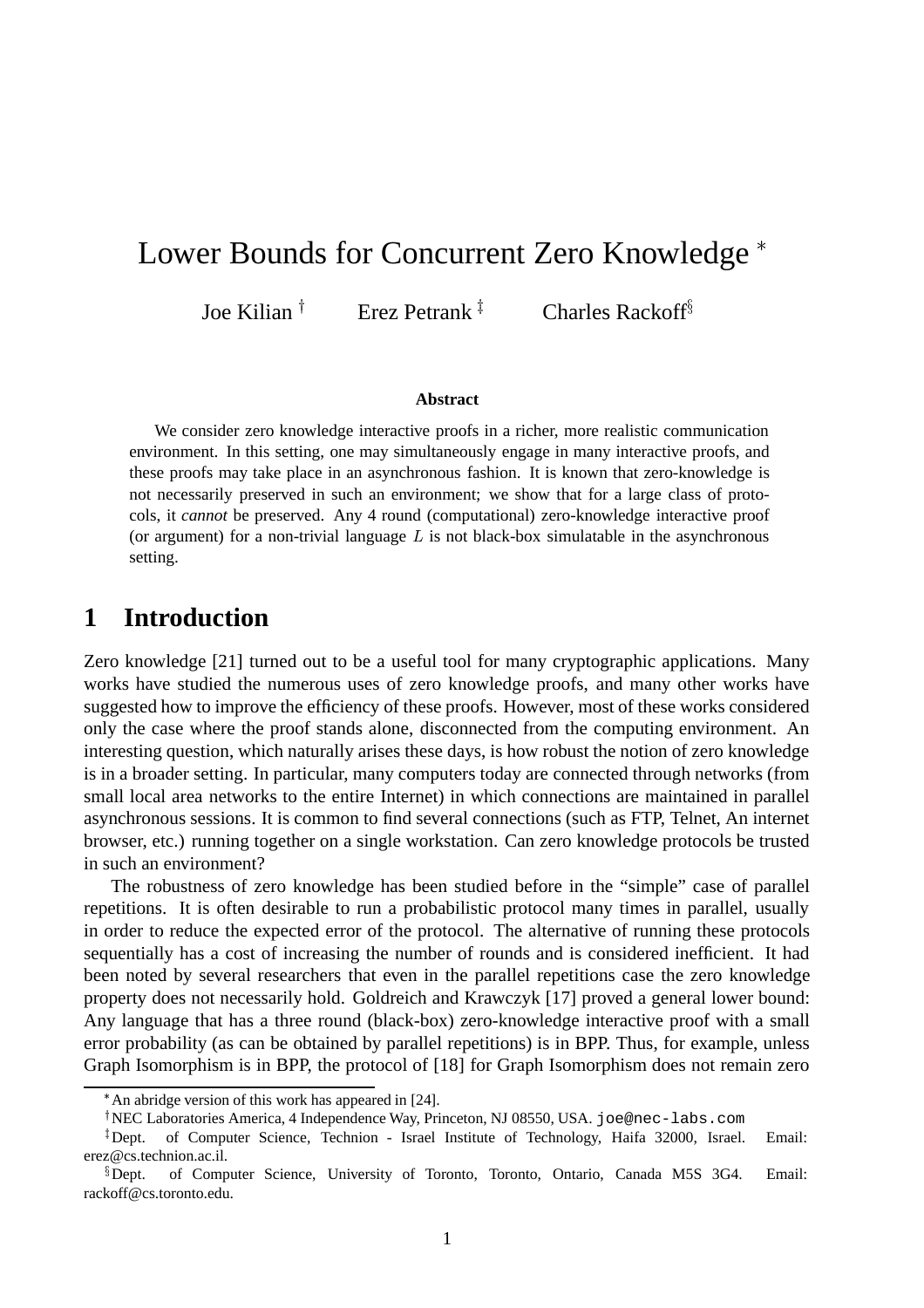# Lower Bounds for Concurrent Zero Knowledge [*]

Joe Kilian [†] Erez Petrank [‡] Charles Rackoff[§]

**Abstract**

We consider zero knowledge interactive proofs in a richer, more realistic communication environment. In this setting, one may simultaneously engage in many interactive proofs, and these proofs may take place in an asynchronous fashion. It is known that zero-knowledge is not necessarily preserved in such an environment; we show that for a large class of protocols, it *cannot* be preserved. Any 4 round (computational) zero-knowledge interactive proof (or argument) for a non-trivial language $L$ is not black-box simulatable in the asynchronous setting.

## 1 Introduction

Zero knowledge [21] turned out to be a useful tool for many cryptographic applications. Many works have studied the numerous uses of zero knowledge proofs, and many other works have suggested how to improve the efficiency of these proofs. However, most of these works considered only the case where the proof stands alone, disconnected from the computing environment. An interesting question, which naturally arises these days, is how robust the notion of zero knowledge is in a broader setting. In particular, many computers today are connected through networks (from small local area networks to the entire Internet) in which connections are maintained in parallel asynchronous sessions. It is common to find several connections (such as FTP, Telnet, An internet browser, etc.) running together on a single workstation. Can zero knowledge protocols be trusted in such an environment?

The robustness of zero knowledge has been studied before in the "simple" case of parallel repetitions. It is often desirable to run a probabilistic protocol many times in parallel, usually in order to reduce the expected error of the protocol. The alternative of running these protocols sequentially has a cost of increasing the number of rounds and is considered inefficient. It had been noted by several researchers that even in the parallel repetitions case the zero knowledge property does not necessarily hold. Goldreich and Krawczyk [17] proved a general lower bound: Any language that has a three round (black-box) zero-knowledge interactive proof with a small error probability (as can be obtained by parallel repetitions) is in BPP. Thus, for example, unless Graph Isomorphism is in BPP, the protocol of [18] for Graph Isomorphism does not remain zero

---

[*] An abridge version of this work has appeared in [24].

[†] NEC Laboratories America, 4 Independence Way, Princeton, NJ 08550, USA. joe@nec-labs.com

[‡] Dept. of Computer Science, Technion - Israel Institute of Technology, Haifa 32000, Israel. Email: erez@cs.technion.ac.il.

[§] Dept. of Computer Science, University of Toronto, Toronto, Ontario, Canada M5S 3G4. Email: rackoff@cs.toronto.edu.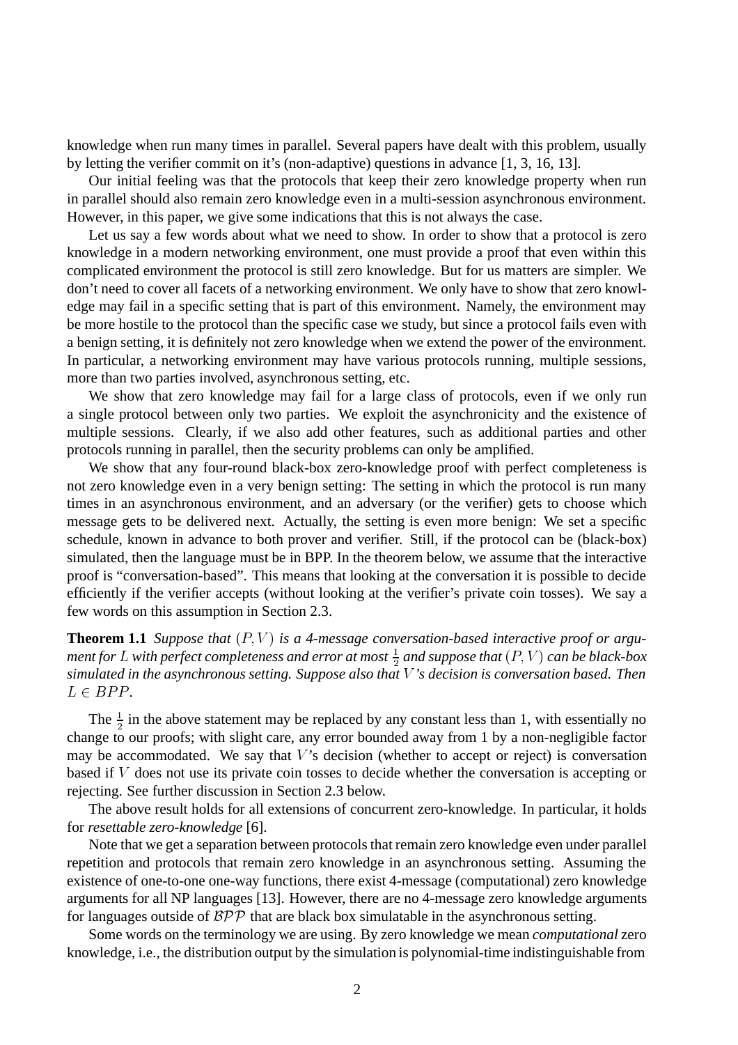knowledge when run many times in parallel. Several papers have dealt with this problem, usually by letting the verifier commit on it's (non-adaptive) questions in advance [1, 3, 16, 13].

Our initial feeling was that the protocols that keep their zero knowledge property when run in parallel should also remain zero knowledge even in a multi-session asynchronous environment. However, in this paper, we give some indications that this is not always the case.

Let us say a few words about what we need to show. In order to show that a protocol is zero knowledge in a modern networking environment, one must provide a proof that even within this complicated environment the protocol is still zero knowledge. But for us matters are simpler. We don't need to cover all facets of a networking environment. We only have to show that zero knowledge may fail in a specific setting that is part of this environment. Namely, the environment may be more hostile to the protocol than the specific case we study, but since a protocol fails even with a benign setting, it is definitely not zero knowledge when we extend the power of the environment. In particular, a networking environment may have various protocols running, multiple sessions, more than two parties involved, asynchronous setting, etc.

We show that zero knowledge may fail for a large class of protocols, even if we only run a single protocol between only two parties. We exploit the asynchronicity and the existence of multiple sessions. Clearly, if we also add other features, such as additional parties and other protocols running in parallel, then the security problems can only be amplified.

We show that any four-round black-box zero-knowledge proof with perfect completeness is not zero knowledge even in a very benign setting: The setting in which the protocol is run many times in an asynchronous environment, and an adversary (or the verifier) gets to choose which message gets to be delivered next. Actually, the setting is even more benign: We set a specific schedule, known in advance to both prover and verifier. Still, if the protocol can be (black-box) simulated, then the language must be in BPP. In the theorem below, we assume that the interactive proof is "conversation-based". This means that looking at the conversation it is possible to decide efficiently if the verifier accepts (without looking at the verifier's private coin tosses). We say a few words on this assumption in Section 2.3.

**Theorem 1.1** *Suppose that $(P, V)$ is a 4-message conversation-based interactive proof or argument for $L$ with perfect completeness and error at most $\frac{1}{2}$ and suppose that $(P, V)$ can be black-box simulated in the asynchronous setting. Suppose also that $V$'s decision is conversation based. Then $L \in BPP$.*

The $\frac{1}{2}$ in the above statement may be replaced by any constant less than 1, with essentially no change to our proofs; with slight care, any error bounded away from 1 by a non-negligible factor may be accommodated. We say that $V$'s decision (whether to accept or reject) is conversation based if $V$ does not use its private coin tosses to decide whether the conversation is accepting or rejecting. See further discussion in Section 2.3 below.

The above result holds for all extensions of concurrent zero-knowledge. In particular, it holds for *resettable zero-knowledge* [6].

Note that we get a separation between protocols that remain zero knowledge even under parallel repetition and protocols that remain zero knowledge in an asynchronous setting. Assuming the existence of one-to-one one-way functions, there exist 4-message (computational) zero knowledge arguments for all NP languages [13]. However, there are no 4-message zero knowledge arguments for languages outside of $\mathcal{BPP}$ that are black box simulatable in the asynchronous setting.

Some words on the terminology we are using. By zero knowledge we mean *computational* zero knowledge, i.e., the distribution output by the simulation is polynomial-time indistinguishable from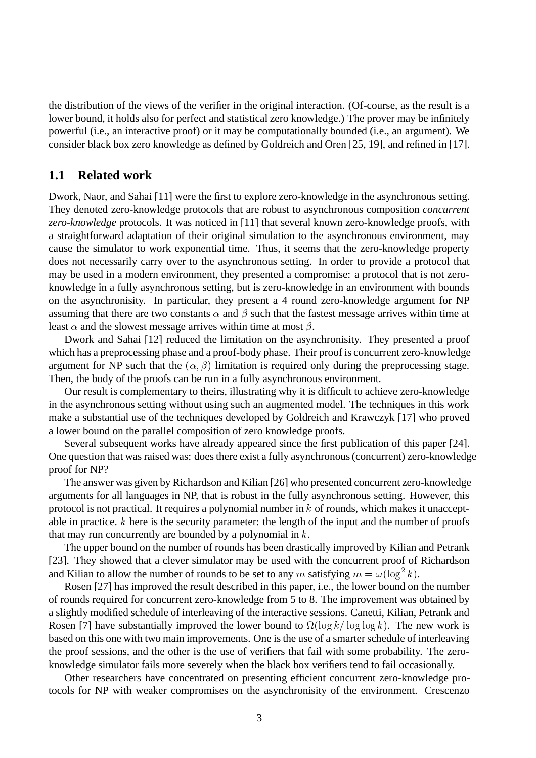the distribution of the views of the verifier in the original interaction. (Of-course, as the result is a lower bound, it holds also for perfect and statistical zero knowledge.) The prover may be infinitely powerful (i.e., an interactive proof) or it may be computationally bounded (i.e., an argument). We consider black box zero knowledge as defined by Goldreich and Oren [25, 19], and refined in [17].

## 1.1 Related work

Dwork, Naor, and Sahai [11] were the first to explore zero-knowledge in the asynchronous setting. They denoted zero-knowledge protocols that are robust to asynchronous composition *concurrent zero-knowledge* protocols. It was noticed in [11] that several known zero-knowledge proofs, with a straightforward adaptation of their original simulation to the asynchronous environment, may cause the simulator to work exponential time. Thus, it seems that the zero-knowledge property does not necessarily carry over to the asynchronous setting. In order to provide a protocol that may be used in a modern environment, they presented a compromise: a protocol that is not zero-knowledge in a fully asynchronous setting, but is zero-knowledge in an environment with bounds on the asynchronity. In particular, they present a 4 round zero-knowledge argument for NP assuming that there are two constants $\alpha$ and $\beta$ such that the fastest message arrives within time at least $\alpha$ and the slowest message arrives within time at most $\beta$.

Dwork and Sahai [12] reduced the limitation on the asynchronisity. They presented a proof which has a preprocessing phase and a proof-body phase. Their proof is concurrent zero-knowledge argument for NP such that the $(\alpha, \beta)$ limitation is required only during the preprocessing stage. Then, the body of the proofs can be run in a fully asynchronous environment.

Our result is complementary to theirs, illustrating why it is difficult to achieve zero-knowledge in the asynchronous setting without using such an augmented model. The techniques in this work make a substantial use of the techniques developed by Goldreich and Krawczyk [17] who proved a lower bound on the parallel composition of zero knowledge proofs.

Several subsequent works have already appeared since the first publication of this paper [24]. One question that was raised was: does there exist a fully asynchronous (concurrent) zero-knowledge proof for NP?

The answer was given by Richardson and Kilian [26] who presented concurrent zero-knowledge arguments for all languages in NP, that is robust in the fully asynchronous setting. However, this protocol is not practical. It requires a polynomial number in $k$ of rounds, which makes it unacceptable in practice. $k$ here is the security parameter: the length of the input and the number of proofs that may run concurrently are bounded by a polynomial in $k$.

The upper bound on the number of rounds has been drastically improved by Kilian and Petrank [23]. They showed that a clever simulator may be used with the concurrent proof of Richardson and Kilian to allow the number of rounds to be set to any $m$ satisfying $m = \omega(\log^2 k)$.

Rosen [27] has improved the result described in this paper, i.e., the lower bound on the number of rounds required for concurrent zero-knowledge from 5 to 8. The improvement was obtained by a slightly modified schedule of interleaving of the interactive sessions. Canetti, Kilian, Petrank and Rosen [7] have substantially improved the lower bound to $\Omega(\log k / \log \log k)$. The new work is based on this one with two main improvements. One is the use of a smarter schedule of interleaving the proof sessions, and the other is the use of verifiers that fail with some probability. The zero-knowledge simulator fails more severely when the black box verifiers tend to fail occasionally.

Other researchers have concentrated on presenting efficient concurrent zero-knowledge protocols for NP with weaker compromises on the asynchronisity of the environment. Crescenzo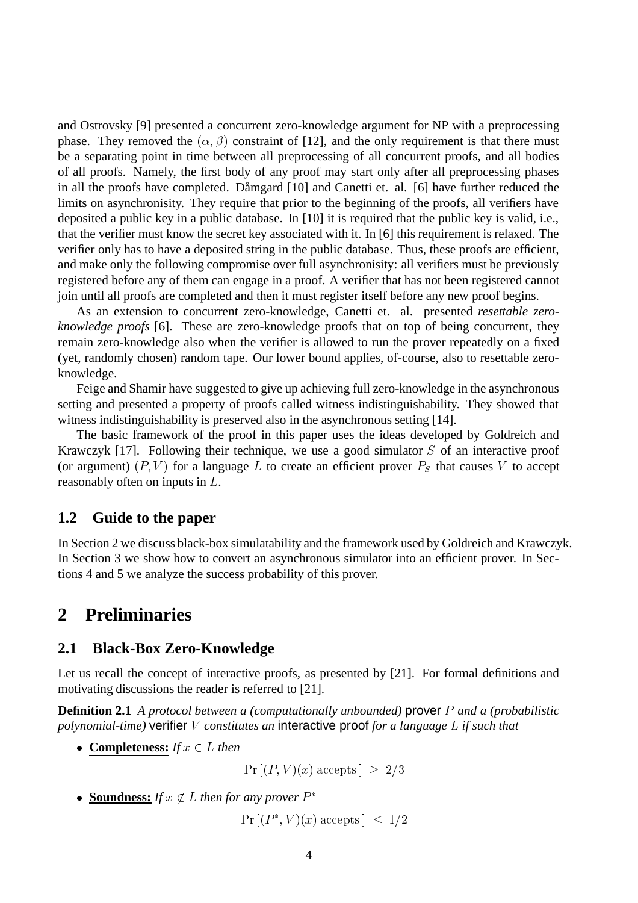and Ostrovsky [9] presented a concurrent zero-knowledge argument for NP with a preprocessing phase. They removed the $(\alpha, \beta)$ constraint of [12], and the only requirement is that there must be a separating point in time between all preprocessing of all concurrent proofs, and all bodies of all proofs. Namely, the first body of any proof may start only after all preprocessing phases in all the proofs have completed. Dåmgard [10] and Canetti et. al. [6] have further reduced the limits on asynchronisity. They require that prior to the beginning of the proofs, all verifiers have deposited a public key in a public database. In [10] it is required that the public key is valid, i.e., that the verifier must know the secret key associated with it. In [6] this requirement is relaxed. The verifier only has to have a deposited string in the public database. Thus, these proofs are efficient, and make only the following compromise over full asynchronisity: all verifiers must be previously registered before any of them can engage in a proof. A verifier that has not been registered cannot join until all proofs are completed and then it must register itself before any new proof begins.

As an extension to concurrent zero-knowledge, Canetti et. al. presented *resettable zero-knowledge proofs* [6]. These are zero-knowledge proofs that on top of being concurrent, they remain zero-knowledge also when the verifier is allowed to run the prover repeatedly on a fixed (yet, randomly chosen) random tape. Our lower bound applies, of-course, also to resettable zero-knowledge.

Feige and Shamir have suggested to give up achieving full zero-knowledge in the asynchronous setting and presented a property of proofs called witness indistinguishability. They showed that witness indistinguishability is preserved also in the asynchronous setting [14].

The basic framework of the proof in this paper uses the ideas developed by Goldreich and Krawczyk [17]. Following their technique, we use a good simulator $S$ of an interactive proof (or argument) $(P, V)$ for a language $L$ to create an efficient prover $P_S$ that causes $V$ to accept reasonably often on inputs in $L$.

## 1.2 Guide to the paper

In Section 2 we discuss black-box simulatability and the framework used by Goldreich and Krawczyk. In Section 3 we show how to convert an asynchronous simulator into an efficient prover. In Sections 4 and 5 we analyze the success probability of this prover.

# 2 Preliminaries

## 2.1 Black-Box Zero-Knowledge

Let us recall the concept of interactive proofs, as presented by [21]. For formal definitions and motivating discussions the reader is referred to [21].

**Definition 2.1** *A protocol between a (computationally unbounded)* prover $P$ *and a (probabilistic polynomial-time)* verifier $V$ *constitutes an* interactive proof *for a language* $L$ *if such that*

- **Completeness:** *If* $x \in L$ *then*

$$\Pr\left[(P, V)(x) \text{ accepts}\right] \geq 2/3$$

- **Soundness:** *If* $x \notin L$ *then for any prover* $P^*$

$$\Pr\left[(P^*, V)(x) \text{ accepts}\right] \leq 1/2$$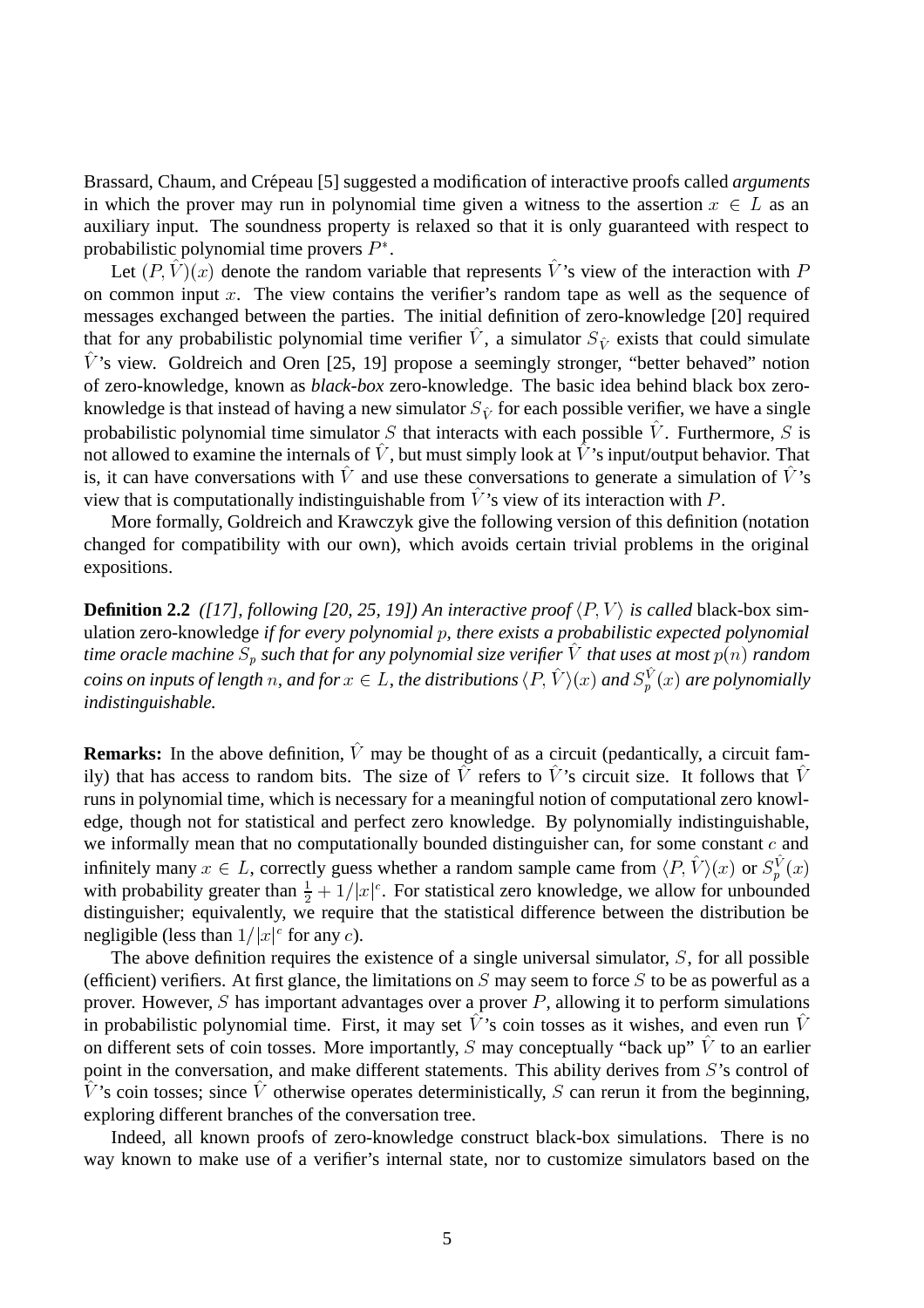Brassard, Chaum, and Crépeau [5] suggested a modification of interactive proofs called *arguments* in which the prover may run in polynomial time given a witness to the assertion $x \in L$ as an auxiliary input. The soundness property is relaxed so that it is only guaranteed with respect to probabilistic polynomial time provers $P^*$.

Let $(P, \hat{V})(x)$ denote the random variable that represents $\hat{V}$'s view of the interaction with $P$ on common input $x$. The view contains the verifier's random tape as well as the sequence of messages exchanged between the parties. The initial definition of zero-knowledge [20] required that for any probabilistic polynomial time verifier $\hat{V}$, a simulator $S_{\hat{V}}$ exists that could simulate $\hat{V}$'s view. Goldreich and Oren [25, 19] propose a seemingly stronger, "better behaved" notion of zero-knowledge, known as *black-box* zero-knowledge. The basic idea behind black box zero-knowledge is that instead of having a new simulator $S_{\hat{V}}$ for each possible verifier, we have a single probabilistic polynomial time simulator $S$ that interacts with each possible $\hat{V}$. Furthermore, $S$ is not allowed to examine the internals of $\hat{V}$, but must simply look at $\hat{V}$'s input/output behavior. That is, it can have conversations with $\hat{V}$ and use these conversations to generate a simulation of $\hat{V}$'s view that is computationally indistinguishable from $\hat{V}$'s view of its interaction with $P$.

More formally, Goldreich and Krawczyk give the following version of this definition (notation changed for compatibility with our own), which avoids certain trivial problems in the original expositions.

**Definition 2.2** *([17], following [20, 25, 19]) An interactive proof $\langle P, V\rangle$ is called* black-box simulation zero-knowledge *if for every polynomial $p$, there exists a probabilistic expected polynomial time oracle machine $S_p$ such that for any polynomial size verifier $\hat{V}$ that uses at most $p(n)$ random coins on inputs of length $n$, and for $x \in L$, the distributions $\langle P, \hat{V}\rangle(x)$ and $S_p^{\hat{V}}(x)$ are polynomially indistinguishable.*

**Remarks:** In the above definition, $\hat{V}$ may be thought of as a circuit (pedantically, a circuit family) that has access to random bits. The size of $\hat{V}$ refers to $\hat{V}$'s circuit size. It follows that $\hat{V}$ runs in polynomial time, which is necessary for a meaningful notion of computational zero knowledge, though not for statistical and perfect zero knowledge. By polynomially indistinguishable, we informally mean that no computationally bounded distinguisher can, for some constant $c$ and infinitely many $x \in L$, correctly guess whether a random sample came from $\langle P, \hat{V}\rangle(x)$ or $S_p^{\hat{V}}(x)$ with probability greater than $\frac{1}{2} + 1/|x|^c$. For statistical zero knowledge, we allow for unbounded distinguisher; equivalently, we require that the statistical difference between the distribution be negligible (less than $1/|x|^c$ for any $c$).

The above definition requires the existence of a single universal simulator, $S$, for all possible (efficient) verifiers. At first glance, the limitations on $S$ may seem to force $S$ to be as powerful as a prover. However, $S$ has important advantages over a prover $P$, allowing it to perform simulations in probabilistic polynomial time. First, it may set $\hat{V}$'s coin tosses as it wishes, and even run $\hat{V}$ on different sets of coin tosses. More importantly, $S$ may conceptually "back up" $\hat{V}$ to an earlier point in the conversation, and make different statements. This ability derives from $S$'s control of $\hat{V}$'s coin tosses; since $\hat{V}$ otherwise operates deterministically, $S$ can rerun it from the beginning, exploring different branches of the conversation tree.

Indeed, all known proofs of zero-knowledge construct black-box simulations. There is no way known to make use of a verifier's internal state, nor to customize simulators based on the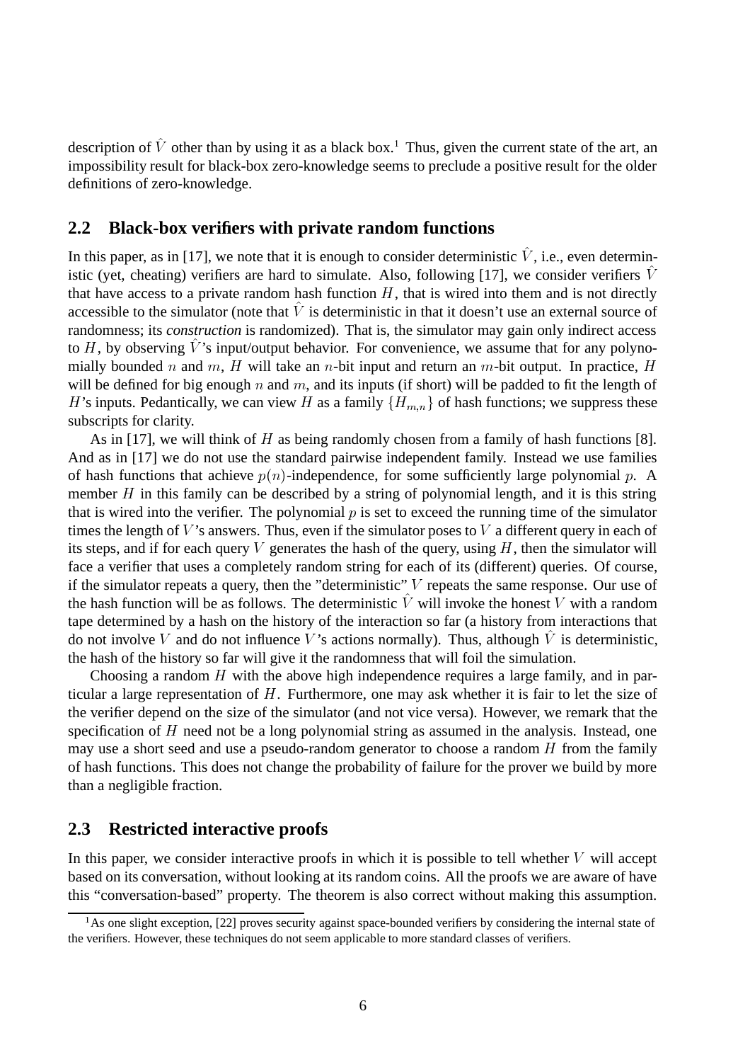description of $\hat{V}$ other than by using it as a black box.[1] Thus, given the current state of the art, an impossibility result for black-box zero-knowledge seems to preclude a positive result for the older definitions of zero-knowledge.

## 2.2 Black-box verifiers with private random functions

In this paper, as in [17], we note that it is enough to consider deterministic $\hat{V}$, i.e., even deterministic (yet, cheating) verifiers are hard to simulate. Also, following [17], we consider verifiers $\hat{V}$ that have access to a private random hash function $H$, that is wired into them and is not directly accessible to the simulator (note that $\hat{V}$ is deterministic in that it doesn't use an external source of randomness; its *construction* is randomized). That is, the simulator may gain only indirect access to $H$, by observing $\hat{V}$'s input/output behavior. For convenience, we assume that for any polynomially bounded $n$ and $m$, $H$ will take an $n$-bit input and return an $m$-bit output. In practice, $H$ will be defined for big enough $n$ and $m$, and its inputs (if short) will be padded to fit the length of $H$'s inputs. Pedantically, we can view $H$ as a family $\{H_{m,n}\}$ of hash functions; we suppress these subscripts for clarity.

As in [17], we will think of $H$ as being randomly chosen from a family of hash functions [8]. And as in [17] we do not use the standard pairwise independent family. Instead we use families of hash functions that achieve $p(n)$-independence, for some sufficiently large polynomial $p$. A member $H$ in this family can be described by a string of polynomial length, and it is this string that is wired into the verifier. The polynomial $p$ is set to exceed the running time of the simulator times the length of $V$'s answers. Thus, even if the simulator poses to $V$ a different query in each of its steps, and if for each query $V$ generates the hash of the query, using $H$, then the simulator will face a verifier that uses a completely random string for each of its (different) queries. Of course, if the simulator repeats a query, then the "deterministic" $V$ repeats the same response. Our use of the hash function will be as follows. The deterministic $\hat{V}$ will invoke the honest $V$ with a random tape determined by a hash on the history of the interaction so far (a history from interactions that do not involve $V$ and do not influence $V$'s actions normally). Thus, although $\hat{V}$ is deterministic, the hash of the history so far will give it the randomness that will foil the simulation.

Choosing a random $H$ with the above high independence requires a large family, and in particular a large representation of $H$. Furthermore, one may ask whether it is fair to let the size of the verifier depend on the size of the simulator (and not vice versa). However, we remark that the specification of $H$ need not be a long polynomial string as assumed in the analysis. Instead, one may use a short seed and use a pseudo-random generator to choose a random $H$ from the family of hash functions. This does not change the probability of failure for the prover we build by more than a negligible fraction.

## 2.3 Restricted interactive proofs

In this paper, we consider interactive proofs in which it is possible to tell whether $V$ will accept based on its conversation, without looking at its random coins. All the proofs we are aware of have this "conversation-based" property. The theorem is also correct without making this assumption.

[1] As one slight exception, [22] proves security against space-bounded verifiers by considering the internal state of the verifiers. However, these techniques do not seem applicable to more standard classes of verifiers.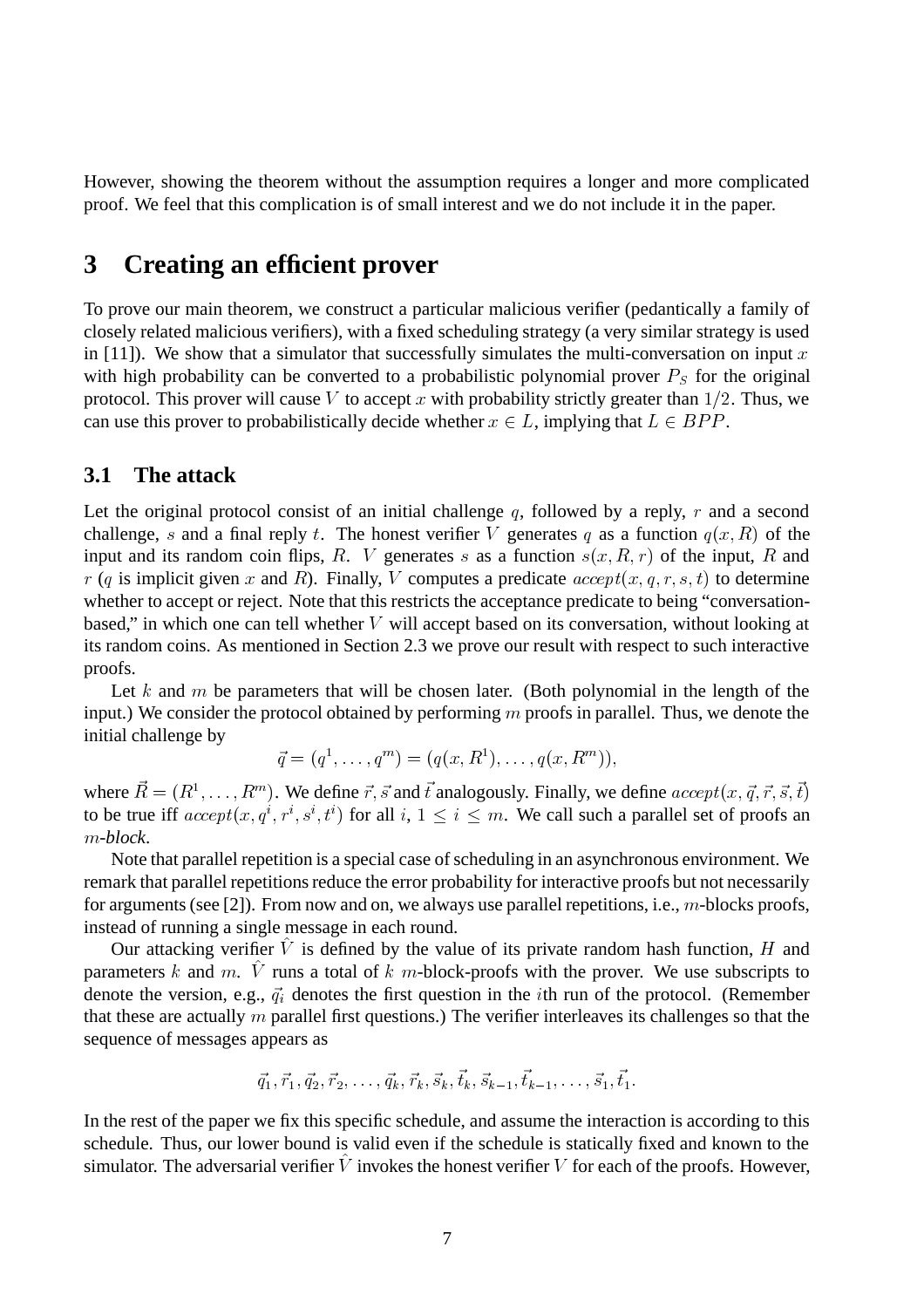However, showing the theorem without the assumption requires a longer and more complicated proof. We feel that this complication is of small interest and we do not include it in the paper.

# 3 Creating an efficient prover

To prove our main theorem, we construct a particular malicious verifier (pedantically a family of closely related malicious verifiers), with a fixed scheduling strategy (a very similar strategy is used in [11]). We show that a simulator that successfully simulates the multi-conversation on input $x$ with high probability can be converted to a probabilistic polynomial prover $P_S$ for the original protocol. This prover will cause $V$ to accept $x$ with probability strictly greater than $1/2$. Thus, we can use this prover to probabilistically decide whether $x \in L$, implying that $L \in BPP$.

## 3.1 The attack

Let the original protocol consist of an initial challenge $q$, followed by a reply, $r$ and a second challenge, $s$ and a final reply $t$. The honest verifier $V$ generates $q$ as a function $q(x, R)$ of the input and its random coin flips, $R$. $V$ generates $s$ as a function $s(x, R, r)$ of the input, $R$ and $r$ ($q$ is implicit given $x$ and $R$). Finally, $V$ computes a predicate $accept(x, q, r, s, t)$ to determine whether to accept or reject. Note that this restricts the acceptance predicate to being "conversation-based," in which one can tell whether $V$ will accept based on its conversation, without looking at its random coins. As mentioned in Section 2.3 we prove our result with respect to such interactive proofs.

Let $k$ and $m$ be parameters that will be chosen later. (Both polynomial in the length of the input.) We consider the protocol obtained by performing $m$ proofs in parallel. Thus, we denote the initial challenge by

$$\vec{q} = (q^1, \ldots, q^m) = (q(x, R^1), \ldots, q(x, R^m)),$$

where $\vec{R} = (R^1, \ldots, R^m)$. We define $\vec{r}, \vec{s}$ and $\vec{t}$ analogously. Finally, we define $accept(x, \vec{q}, \vec{r}, \vec{s}, \vec{t})$ to be true iff $accept(x, q^i, r^i, s^i, t^i)$ for all $i$, $1 \leq i \leq m$. We call such a parallel set of proofs an $m$-*block*.

Note that parallel repetition is a special case of scheduling in an asynchronous environment. We remark that parallel repetitions reduce the error probability for interactive proofs but not necessarily for arguments (see [2]). From now and on, we always use parallel repetitions, i.e., $m$-blocks proofs, instead of running a single message in each round.

Our attacking verifier $\hat{V}$ is defined by the value of its private random hash function, $H$ and parameters $k$ and $m$. $\hat{V}$ runs a total of $k$ $m$-block-proofs with the prover. We use subscripts to denote the version, e.g., $\vec{q}_i$ denotes the first question in the $i$th run of the protocol. (Remember that these are actually $m$ parallel first questions.) The verifier interleaves its challenges so that the sequence of messages appears as

$$\vec{q}_1, \vec{r}_1, \vec{q}_2, \vec{r}_2, \ldots, \vec{q}_k, \vec{r}_k, \vec{s}_k, \vec{t}_k, \vec{s}_{k-1}, \vec{t}_{k-1}, \ldots, \vec{s}_1, \vec{t}_1.$$

In the rest of the paper we fix this specific schedule, and assume the interaction is according to this schedule. Thus, our lower bound is valid even if the schedule is statically fixed and known to the simulator. The adversarial verifier $\hat{V}$ invokes the honest verifier $V$ for each of the proofs. However,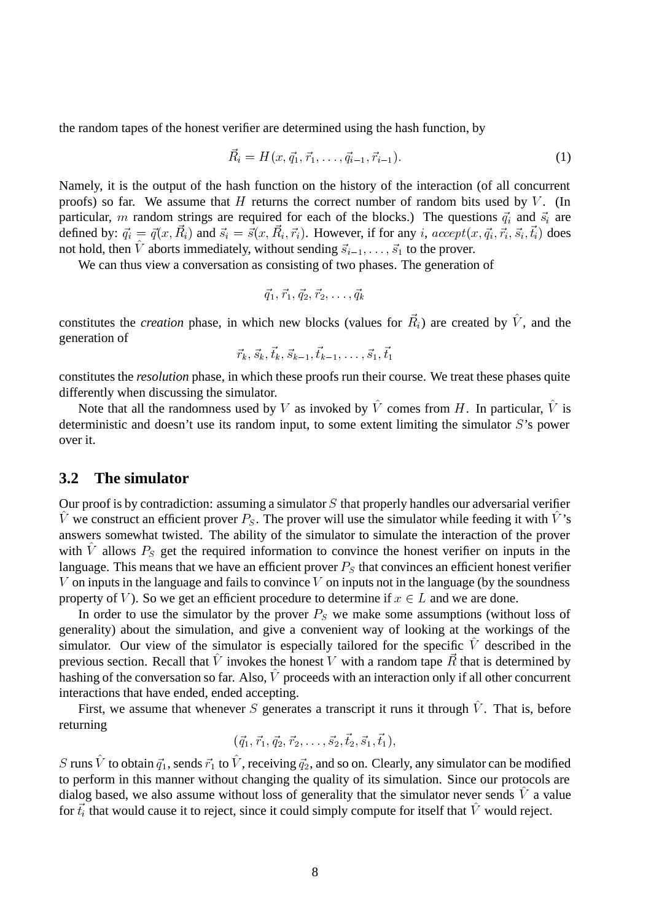the random tapes of the honest verifier are determined using the hash function, by

$$\vec{R}_i = H(x, \vec{q}_1, \vec{r}_1, \ldots, \vec{q}_{i-1}, \vec{r}_{i-1}). \tag{1}$$

Namely, it is the output of the hash function on the history of the interaction (of all concurrent proofs) so far. We assume that $H$ returns the correct number of random bits used by $V$. (In particular, $m$ random strings are required for each of the blocks.) The questions $\vec{q}_i$ and $\vec{s}_i$ are defined by: $\vec{q}_i = \vec{q}(x, \vec{R}_i)$ and $\vec{s}_i = \vec{s}(x, \vec{R}_i, \vec{r}_i)$. However, if for any $i$, $accept(x, \vec{q}_i, \vec{r}_i, \vec{s}_i, \vec{t}_i)$ does not hold, then $\hat{V}$ aborts immediately, without sending $\vec{s}_{i-1}, \ldots, \vec{s}_1$ to the prover.

We can thus view a conversation as consisting of two phases. The generation of

$$\vec{q}_1, \vec{r}_1, \vec{q}_2, \vec{r}_2, \ldots, \vec{q}_k$$

constitutes the *creation* phase, in which new blocks (values for $\vec{R}_i$) are created by $\hat{V}$, and the generation of

$$\vec{r}_k, \vec{s}_k, \vec{t}_k, \vec{s}_{k-1}, \vec{t}_{k-1}, \ldots, \vec{s}_1, \vec{t}_1$$

constitutes the *resolution* phase, in which these proofs run their course. We treat these phases quite differently when discussing the simulator.

Note that all the randomness used by $V$ as invoked by $\hat{V}$ comes from $H$. In particular, $\hat{V}$ is deterministic and doesn't use its random input, to some extent limiting the simulator $S$'s power over it.

## 3.2 The simulator

Our proof is by contradiction: assuming a simulator $S$ that properly handles our adversarial verifier $\hat{V}$ we construct an efficient prover $P_S$. The prover will use the simulator while feeding it with $\hat{V}$'s answers somewhat twisted. The ability of the simulator to simulate the interaction of the prover with $\hat{V}$ allows $P_S$ get the required information to convince the honest verifier on inputs in the language. This means that we have an efficient prover $P_S$ that convinces an efficient honest verifier $V$ on inputs in the language and fails to convince $V$ on inputs not in the language (by the soundness property of $V$). So we get an efficient procedure to determine if $x \in L$ and we are done.

In order to use the simulator by the prover $P_S$ we make some assumptions (without loss of generality) about the simulation, and give a convenient way of looking at the workings of the simulator. Our view of the simulator is especially tailored for the specific $\hat{V}$ described in the previous section. Recall that $\hat{V}$ invokes the honest $V$ with a random tape $\vec{R}$ that is determined by hashing of the conversation so far. Also, $\hat{V}$ proceeds with an interaction only if all other concurrent interactions that have ended, ended accepting.

First, we assume that whenever $S$ generates a transcript it runs it through $\hat{V}$. That is, before returning

$$(\vec{q}_1, \vec{r}_1, \vec{q}_2, \vec{r}_2, \ldots, \vec{s}_2, \vec{t}_2, \vec{s}_1, \vec{t}_1),$$

$S$ runs $\hat{V}$ to obtain $\vec{q}_1$, sends $\vec{r}_1$ to $\hat{V}$, receiving $\vec{q}_2$, and so on. Clearly, any simulator can be modified to perform in this manner without changing the quality of its simulation. Since our protocols are dialog based, we also assume without loss of generality that the simulator never sends $\hat{V}$ a value for $\vec{t}_i$ that would cause it to reject, since it could simply compute for itself that $\hat{V}$ would reject.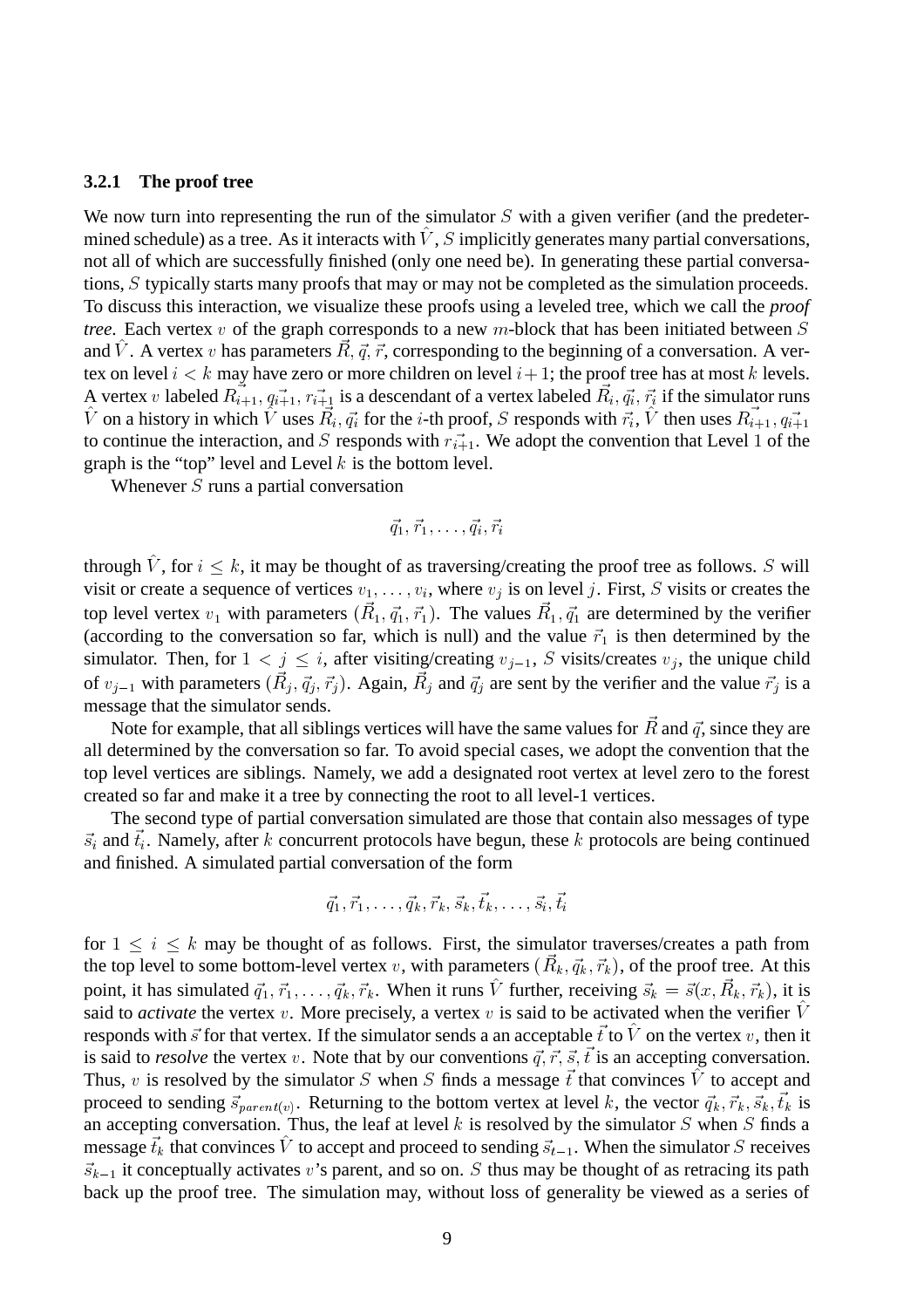### 3.2.1 The proof tree

We now turn into representing the run of the simulator $S$ with a given verifier (and the predetermined schedule) as a tree. As it interacts with $\hat{V}$, $S$ implicitly generates many partial conversations, not all of which are successfully finished (only one need be). In generating these partial conversations, $S$ typically starts many proofs that may or may not be completed as the simulation proceeds. To discuss this interaction, we visualize these proofs using a leveled tree, which we call the *proof tree*. Each vertex $v$ of the graph corresponds to a new $m$-block that has been initiated between $S$ and $\hat{V}$. A vertex $v$ has parameters $\vec{R}, \vec{q}, \vec{r}$, corresponding to the beginning of a conversation. A vertex on level $i < k$ may have zero or more children on level $i+1$; the proof tree has at most $k$ levels. A vertex $v$ labeled $\vec{R_{i+1}}, \vec{q_{i+1}}, \vec{r_{i+1}}$ is a descendant of a vertex labeled $\vec{R_i}, \vec{q_i}, \vec{r_i}$ if the simulator runs $\hat{V}$ on a history in which $\hat{V}$ uses $\vec{R_i}, \vec{q_i}$ for the $i$-th proof, $S$ responds with $\vec{r_i}$, $\hat{V}$ then uses $\vec{R_{i+1}}, \vec{q_{i+1}}$ to continue the interaction, and $S$ responds with $\vec{r_{i+1}}$. We adopt the convention that Level 1 of the graph is the "top" level and Level $k$ is the bottom level.

Whenever $S$ runs a partial conversation

$$\vec{q_1}, \vec{r_1}, \ldots, \vec{q_i}, \vec{r_i}$$

through $\hat{V}$, for $i \leq k$, it may be thought of as traversing/creating the proof tree as follows. $S$ will visit or create a sequence of vertices $v_1, \ldots, v_i$, where $v_j$ is on level $j$. First, $S$ visits or creates the top level vertex $v_1$ with parameters $(\vec{R_1}, \vec{q_1}, \vec{r_1})$. The values $\vec{R_1}, \vec{q_1}$ are determined by the verifier (according to the conversation so far, which is null) and the value $\vec{r_1}$ is then determined by the simulator. Then, for $1 < j \leq i$, after visiting/creating $v_{j-1}$, $S$ visits/creates $v_j$, the unique child of $v_{j-1}$ with parameters $(\vec{R_j}, \vec{q_j}, \vec{r_j})$. Again, $\vec{R_j}$ and $\vec{q_j}$ are sent by the verifier and the value $\vec{r_j}$ is a message that the simulator sends.

Note for example, that all siblings vertices will have the same values for $\vec{R}$ and $\vec{q}$, since they are all determined by the conversation so far. To avoid special cases, we adopt the convention that the top level vertices are siblings. Namely, we add a designated root vertex at level zero to the forest created so far and make it a tree by connecting the root to all level-1 vertices.

The second type of partial conversation simulated are those that contain also messages of type $\vec{s_i}$ and $\vec{t_i}$. Namely, after $k$ concurrent protocols have begun, these $k$ protocols are being continued and finished. A simulated partial conversation of the form

$$\vec{q_1}, \vec{r_1}, \ldots, \vec{q_k}, \vec{r_k}, \vec{s_k}, \vec{t_k}, \ldots, \vec{s_i}, \vec{t_i}$$

for $1 \leq i \leq k$ may be thought of as follows. First, the simulator traverses/creates a path from the top level to some bottom-level vertex $v$, with parameters $(\vec{R_k}, \vec{q_k}, \vec{r_k})$, of the proof tree. At this point, it has simulated $\vec{q_1}, \vec{r_1}, \ldots, \vec{q_k}, \vec{r_k}$. When it runs $\hat{V}$ further, receiving $\vec{s_k} = \vec{s}(x, \vec{R_k}, \vec{r_k})$, it is said to *activate* the vertex $v$. More precisely, a vertex $v$ is said to be activated when the verifier $\hat{V}$ responds with $\vec{s}$ for that vertex. If the simulator sends a an acceptable $\vec{t}$ to $\hat{V}$ on the vertex $v$, then it is said to *resolve* the vertex $v$. Note that by our conventions $\vec{q}, \vec{r}, \vec{s}, \vec{t}$ is an accepting conversation. Thus, $v$ is resolved by the simulator $S$ when $S$ finds a message $\vec{t}$ that convinces $\hat{V}$ to accept and proceed to sending $\vec{s}_{parent(v)}$. Returning to the bottom vertex at level $k$, the vector $\vec{q_k}, \vec{r_k}, \vec{s_k}, \vec{t_k}$ is an accepting conversation. Thus, the leaf at level $k$ is resolved by the simulator $S$ when $S$ finds a message $\vec{t_k}$ that convinces $\hat{V}$ to accept and proceed to sending $\vec{s}_{t-1}$. When the simulator $S$ receives $\vec{s}_{k-1}$ it conceptually activates $v$'s parent, and so on. $S$ thus may be thought of as retracing its path back up the proof tree. The simulation may, without loss of generality be viewed as a series of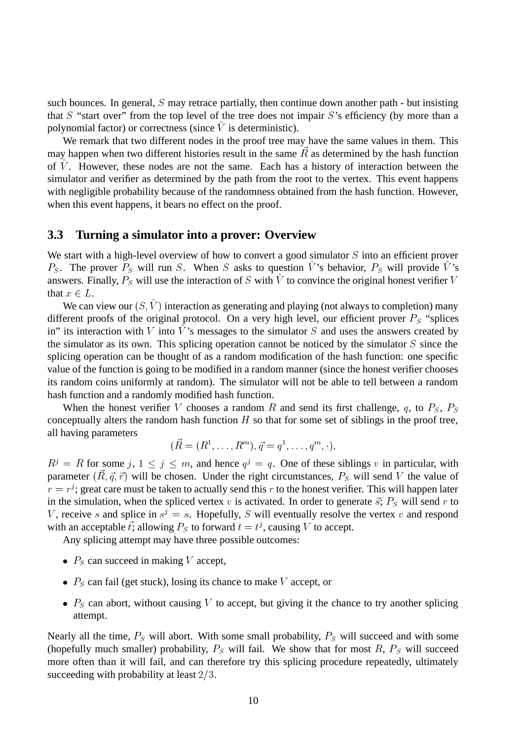such bounces. In general, $S$ may retrace partially, then continue down another path - but insisting that $S$ "start over" from the top level of the tree does not impair $S$'s efficiency (by more than a polynomial factor) or correctness (since $\hat{V}$ is deterministic).

We remark that two different nodes in the proof tree may have the same values in them. This may happen when two different histories result in the same $\vec{R}$ as determined by the hash function of $\hat{V}$. However, these nodes are not the same. Each has a history of interaction between the simulator and verifier as determined by the path from the root to the vertex. This event happens with negligible probability because of the randomness obtained from the hash function. However, when this event happens, it bears no effect on the proof.

## 3.3 Turning a simulator into a prover: Overview

We start with a high-level overview of how to convert a good simulator $S$ into an efficient prover $P_S$. The prover $P_S$ will run $S$. When $S$ asks to question $\hat{V}$'s behavior, $P_S$ will provide $\hat{V}$'s answers. Finally, $P_S$ will use the interaction of $S$ with $\hat{V}$ to convince the original honest verifier $V$ that $x \in L$.

We can view our $(S, \hat{V})$ interaction as generating and playing (not always to completion) many different proofs of the original protocol. On a very high level, our efficient prover $P_S$ "splices in" its interaction with $V$ into $\hat{V}$'s messages to the simulator $S$ and uses the answers created by the simulator as its own. This splicing operation cannot be noticed by the simulator $S$ since the splicing operation can be thought of as a random modification of the hash function: one specific value of the function is going to be modified in a random manner (since the honest verifier chooses its random coins uniformly at random). The simulator will not be able to tell between a random hash function and a randomly modified hash function.

When the honest verifier $V$ chooses a random $R$ and send its first challenge, $q$, to $P_S$, $P_S$ conceptually alters the random hash function $H$ so that for some set of siblings in the proof tree, all having parameters

$$(\vec{R} = (R^1, \ldots, R^m), \vec{q} = q^1, \ldots, q^m, \cdot),$$

$R^j = R$ for some $j$, $1 \leq j \leq m$, and hence $q^j = q$. One of these siblings $v$ in particular, with parameter $(\vec{R}, \vec{q}, \vec{r})$ will be chosen. Under the right circumstances, $P_S$ will send $V$ the value of $r = r^j$; great care must be taken to actually send this $r$ to the honest verifier. This will happen later in the simulation, when the spliced vertex $v$ is activated. In order to generate $\vec{s}$; $P_S$ will send $r$ to $V$, receive $s$ and splice in $s^j = s$. Hopefully, $S$ will eventually resolve the vertex $v$ and respond with an acceptable $\vec{t}$; allowing $P_S$ to forward $t = t^j$, causing $V$ to accept.

Any splicing attempt may have three possible outcomes:

- $P_S$ can succeed in making $V$ accept,
- $P_S$ can fail (get stuck), losing its chance to make $V$ accept, or
- $P_S$ can abort, without causing $V$ to accept, but giving it the chance to try another splicing attempt.

Nearly all the time, $P_S$ will abort. With some small probability, $P_S$ will succeed and with some (hopefully much smaller) probability, $P_S$ will fail. We show that for most $R$, $P_S$ will succeed more often than it will fail, and can therefore try this splicing procedure repeatedly, ultimately succeeding with probability at least $2/3$.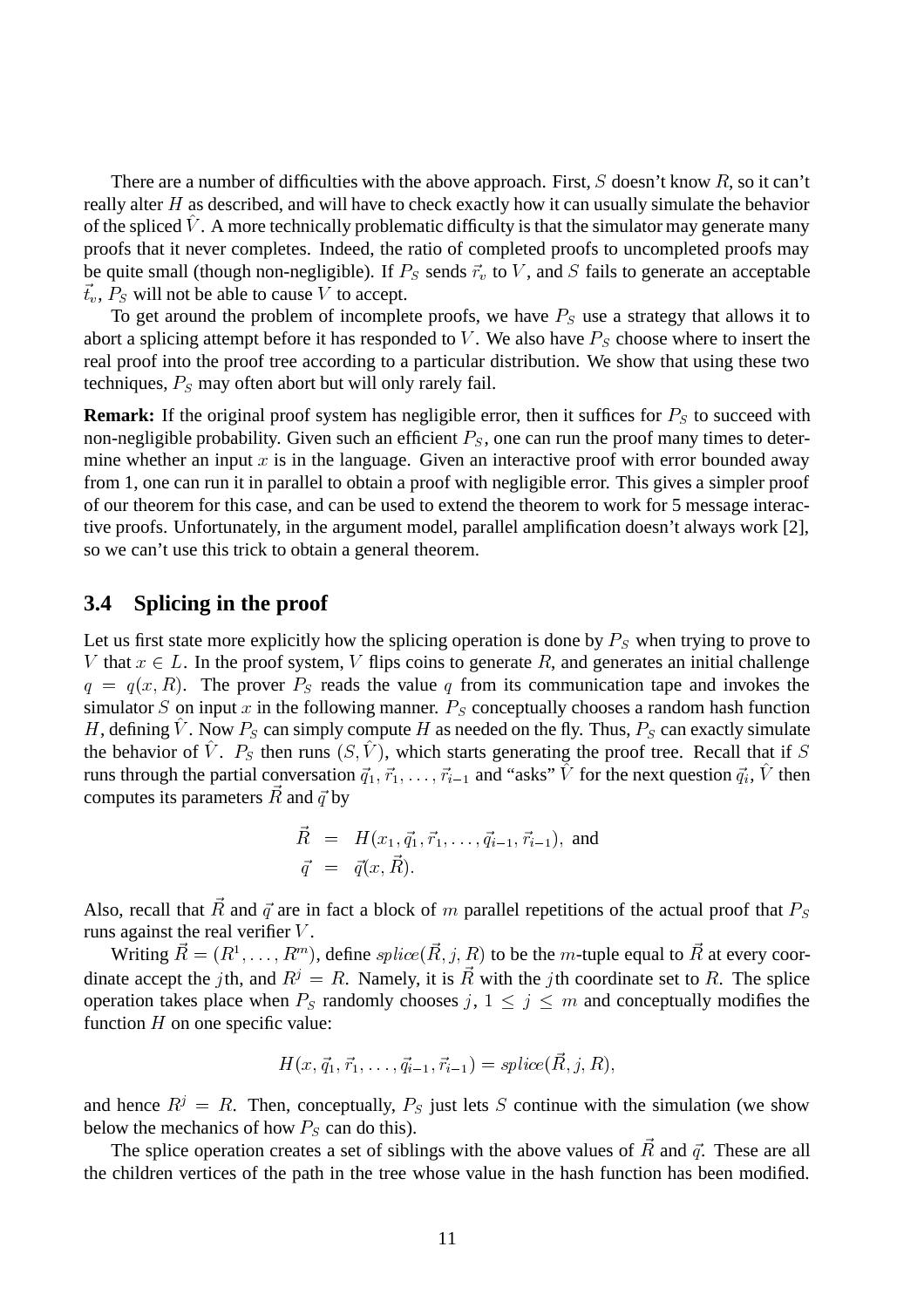There are a number of difficulties with the above approach. First, $S$ doesn't know $R$, so it can't really alter $H$ as described, and will have to check exactly how it can usually simulate the behavior of the spliced $\hat{V}$. A more technically problematic difficulty is that the simulator may generate many proofs that it never completes. Indeed, the ratio of completed proofs to uncompleted proofs may be quite small (though non-negligible). If $P_S$ sends $\vec{r}_v$ to $V$, and $S$ fails to generate an acceptable $\vec{t}_v$, $P_S$ will not be able to cause $V$ to accept.

To get around the problem of incomplete proofs, we have $P_S$ use a strategy that allows it to abort a splicing attempt before it has responded to $V$. We also have $P_S$ choose where to insert the real proof into the proof tree according to a particular distribution. We show that using these two techniques, $P_S$ may often abort but will only rarely fail.

**Remark:** If the original proof system has negligible error, then it suffices for $P_S$ to succeed with non-negligible probability. Given such an efficient $P_S$, one can run the proof many times to determine whether an input $x$ is in the language. Given an interactive proof with error bounded away from 1, one can run it in parallel to obtain a proof with negligible error. This gives a simpler proof of our theorem for this case, and can be used to extend the theorem to work for 5 message interactive proofs. Unfortunately, in the argument model, parallel amplification doesn't always work [2], so we can't use this trick to obtain a general theorem.

### 3.4 Splicing in the proof

Let us first state more explicitly how the splicing operation is done by $P_S$ when trying to prove to $V$ that $x \in L$. In the proof system, $V$ flips coins to generate $R$, and generates an initial challenge $q = q(x, R)$. The prover $P_S$ reads the value $q$ from its communication tape and invokes the simulator $S$ on input $x$ in the following manner. $P_S$ conceptually chooses a random hash function $H$, defining $\hat{V}$. Now $P_S$ can simply compute $H$ as needed on the fly. Thus, $P_S$ can exactly simulate the behavior of $\hat{V}$. $P_S$ then runs $(S, \hat{V})$, which starts generating the proof tree. Recall that if $S$ runs through the partial conversation $\vec{q}_1, \vec{r}_1, \ldots, \vec{r}_{i-1}$ and "asks" $\hat{V}$ for the next question $\vec{q}_i$, $\hat{V}$ then computes its parameters $\vec{R}$ and $\vec{q}$ by

$$
\begin{aligned}
\vec{R} &= H(x_1, \vec{q}_1, \vec{r}_1, \ldots, \vec{q}_{i-1}, \vec{r}_{i-1}), \text{ and} \\
\vec{q} &= \vec{q}(x, \vec{R}).
\end{aligned}
$$

Also, recall that $\vec{R}$ and $\vec{q}$ are in fact a block of $m$ parallel repetitions of the actual proof that $P_S$ runs against the real verifier $V$.

Writing $\vec{R} = (R^1, \ldots, R^m)$, define $splice(\vec{R}, j, R)$ to be the $m$-tuple equal to $\vec{R}$ at every coordinate accept the $j$th, and $R^j = R$. Namely, it is $\vec{R}$ with the $j$th coordinate set to $R$. The splice operation takes place when $P_S$ randomly chooses $j$, $1 \leq j \leq m$ and conceptually modifies the function $H$ on one specific value:

$$
H(x, \vec{q}_1, \vec{r}_1, \ldots, \vec{q}_{i-1}, \vec{r}_{i-1}) = splice(\vec{R}, j, R),
$$

and hence $R^j = R$. Then, conceptually, $P_S$ just lets $S$ continue with the simulation (we show below the mechanics of how $P_S$ can do this).

The splice operation creates a set of siblings with the above values of $\vec{R}$ and $\vec{q}$. These are all the children vertices of the path in the tree whose value in the hash function has been modified.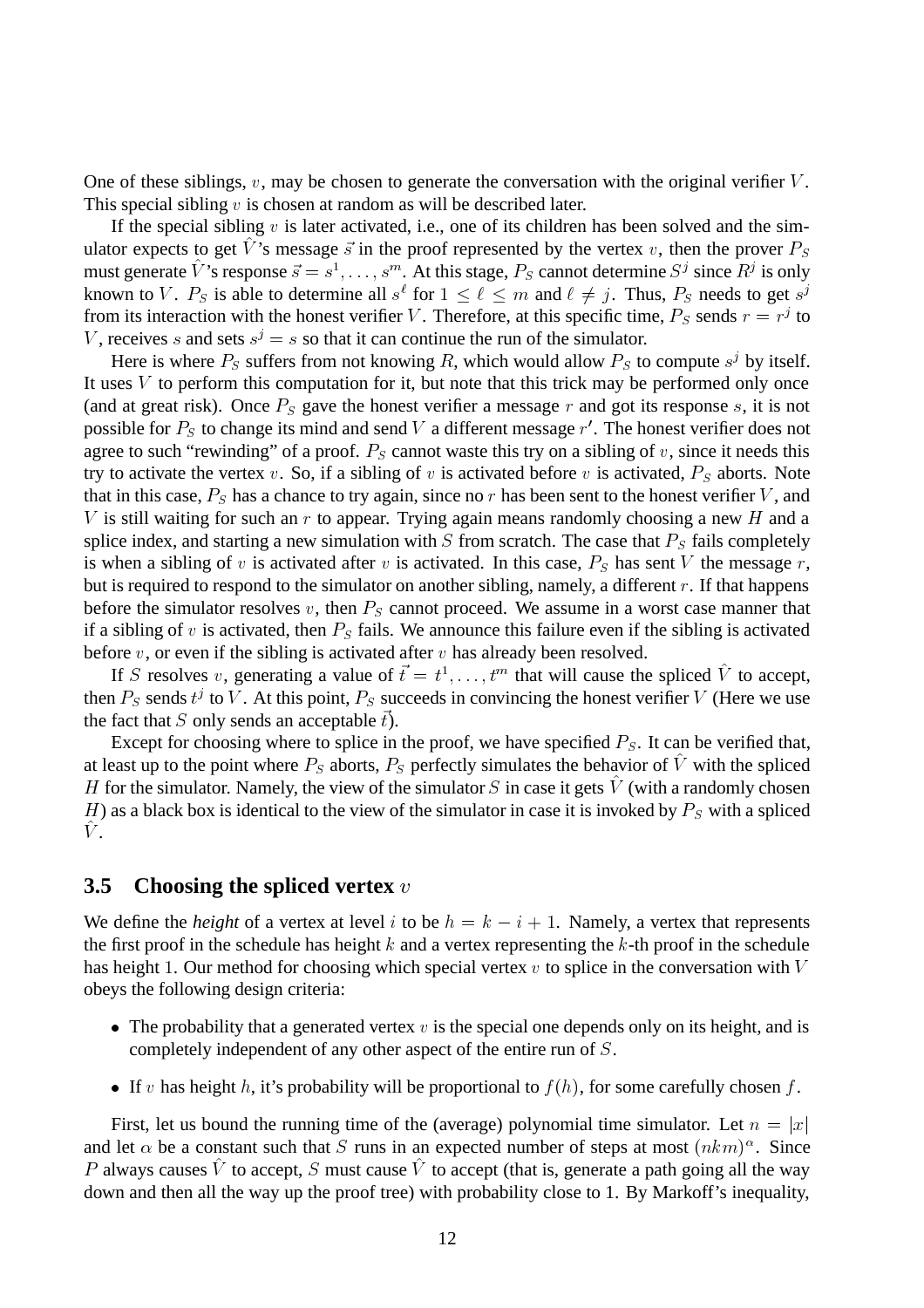One of these siblings, $v$, may be chosen to generate the conversation with the original verifier $V$. This special sibling $v$ is chosen at random as will be described later.

If the special sibling $v$ is later activated, i.e., one of its children has been solved and the simulator expects to get $\hat{V}$'s message $\vec{s}$ in the proof represented by the vertex $v$, then the prover $P_S$ must generate $\hat{V}$'s response $\vec{s} = s^1, \ldots, s^m$. At this stage, $P_S$ cannot determine $S^j$ since $R^j$ is only known to $V$. $P_S$ is able to determine all $s^\ell$ for $1 \leq \ell \leq m$ and $\ell \neq j$. Thus, $P_S$ needs to get $s^j$ from its interaction with the honest verifier $V$. Therefore, at this specific time, $P_S$ sends $r = r^j$ to $V$, receives $s$ and sets $s^j = s$ so that it can continue the run of the simulator.

Here is where $P_S$ suffers from not knowing $R$, which would allow $P_S$ to compute $s^j$ by itself. It uses $V$ to perform this computation for it, but note that this trick may be performed only once (and at great risk). Once $P_S$ gave the honest verifier a message $r$ and got its response $s$, it is not possible for $P_S$ to change its mind and send $V$ a different message $r'$. The honest verifier does not agree to such "rewinding" of a proof. $P_S$ cannot waste this try on a sibling of $v$, since it needs this try to activate the vertex $v$. So, if a sibling of $v$ is activated before $v$ is activated, $P_S$ aborts. Note that in this case, $P_S$ has a chance to try again, since no $r$ has been sent to the honest verifier $V$, and $V$ is still waiting for such an $r$ to appear. Trying again means randomly choosing a new $H$ and a splice index, and starting a new simulation with $S$ from scratch. The case that $P_S$ fails completely is when a sibling of $v$ is activated after $v$ is activated. In this case, $P_S$ has sent $V$ the message $r$, but is required to respond to the simulator on another sibling, namely, a different $r$. If that happens before the simulator resolves $v$, then $P_S$ cannot proceed. We assume in a worst case manner that if a sibling of $v$ is activated, then $P_S$ fails. We announce this failure even if the sibling is activated before $v$, or even if the sibling is activated after $v$ has already been resolved.

If $S$ resolves $v$, generating a value of $\vec{t} = t^1, \ldots, t^m$ that will cause the spliced $\hat{V}$ to accept, then $P_S$ sends $t^j$ to $V$. At this point, $P_S$ succeeds in convincing the honest verifier $V$ (Here we use the fact that $S$ only sends an acceptable $\vec{t}$).

Except for choosing where to splice in the proof, we have specified $P_S$. It can be verified that, at least up to the point where $P_S$ aborts, $P_S$ perfectly simulates the behavior of $\hat{V}$ with the spliced $H$ for the simulator. Namely, the view of the simulator $S$ in case it gets $\hat{V}$ (with a randomly chosen $H$) as a black box is identical to the view of the simulator in case it is invoked by $P_S$ with a spliced $\hat{V}$.

## 3.5 Choosing the spliced vertex $v$

We define the *height* of a vertex at level $i$ to be $h = k - i + 1$. Namely, a vertex that represents the first proof in the schedule has height $k$ and a vertex representing the $k$-th proof in the schedule has height 1. Our method for choosing which special vertex $v$ to splice in the conversation with $V$ obeys the following design criteria:

- The probability that a generated vertex $v$ is the special one depends only on its height, and is completely independent of any other aspect of the entire run of $S$.
- If $v$ has height $h$, it's probability will be proportional to $f(h)$, for some carefully chosen $f$.

First, let us bound the running time of the (average) polynomial time simulator. Let $n = |x|$ and let $\alpha$ be a constant such that $S$ runs in an expected number of steps at most $(nkm)^\alpha$. Since $P$ always causes $\hat{V}$ to accept, $S$ must cause $\hat{V}$ to accept (that is, generate a path going all the way down and then all the way up the proof tree) with probability close to 1. By Markoff's inequality,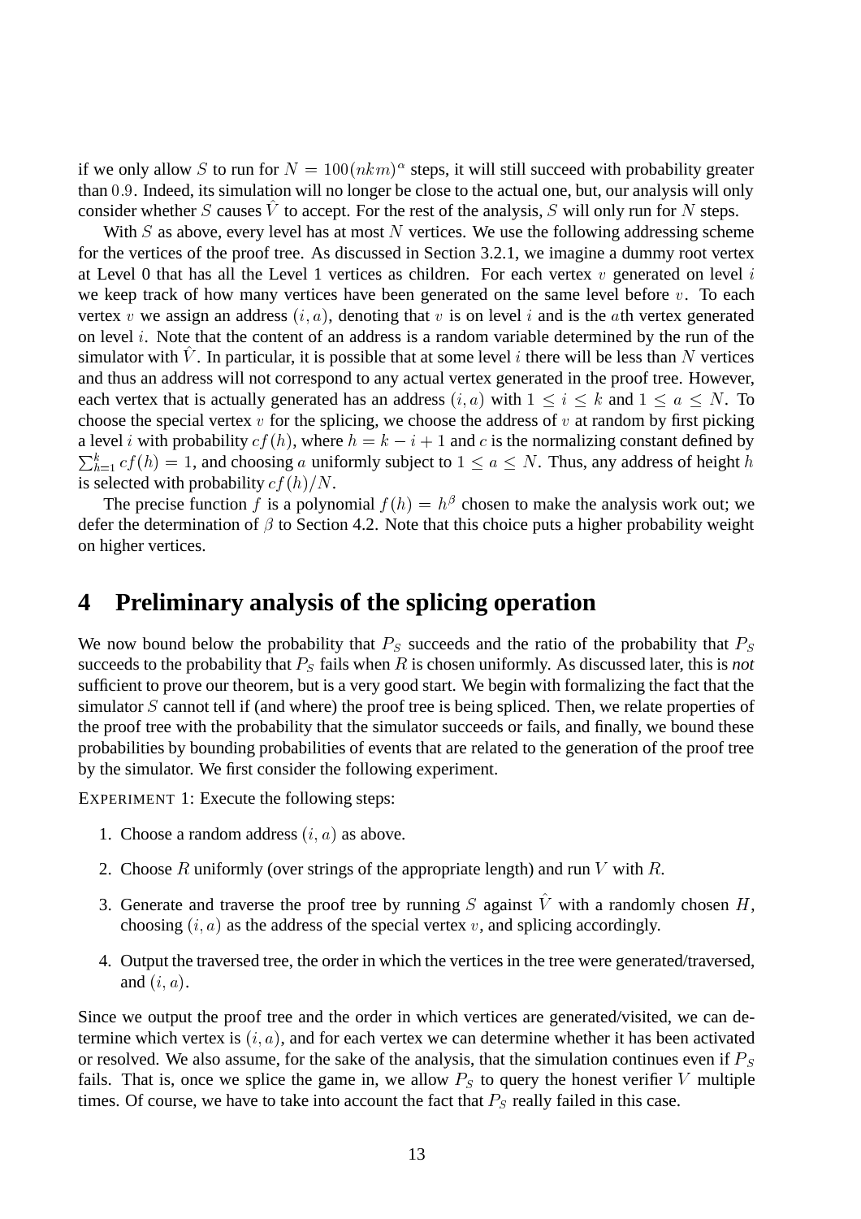if we only allow $S$ to run for $N = 100(nkm)^\alpha$ steps, it will still succeed with probability greater than $0.9$. Indeed, its simulation will no longer be close to the actual one, but, our analysis will only consider whether $S$ causes $\hat{V}$ to accept. For the rest of the analysis, $S$ will only run for $N$ steps.

With $S$ as above, every level has at most $N$ vertices. We use the following addressing scheme for the vertices of the proof tree. As discussed in Section 3.2.1, we imagine a dummy root vertex at Level 0 that has all the Level 1 vertices as children. For each vertex $v$ generated on level $i$ we keep track of how many vertices have been generated on the same level before $v$. To each vertex $v$ we assign an address $(i, a)$, denoting that $v$ is on level $i$ and is the $a$th vertex generated on level $i$. Note that the content of an address is a random variable determined by the run of the simulator with $\hat{V}$. In particular, it is possible that at some level $i$ there will be less than $N$ vertices and thus an address will not correspond to any actual vertex generated in the proof tree. However, each vertex that is actually generated has an address $(i, a)$ with $1 \leq i \leq k$ and $1 \leq a \leq N$. To choose the special vertex $v$ for the splicing, we choose the address of $v$ at random by first picking a level $i$ with probability $cf(h)$, where $h = k - i + 1$ and $c$ is the normalizing constant defined by $\sum_{h=1}^{k} cf(h) = 1$, and choosing $a$ uniformly subject to $1 \leq a \leq N$. Thus, any address of height $h$ is selected with probability $cf(h)/N$.

The precise function $f$ is a polynomial $f(h) = h^\beta$ chosen to make the analysis work out; we defer the determination of $\beta$ to Section 4.2. Note that this choice puts a higher probability weight on higher vertices.

# 4 Preliminary analysis of the splicing operation

We now bound below the probability that $P_S$ succeeds and the ratio of the probability that $P_S$ succeeds to the probability that $P_S$ fails when $R$ is chosen uniformly. As discussed later, this is *not* sufficient to prove our theorem, but is a very good start. We begin with formalizing the fact that the simulator $S$ cannot tell if (and where) the proof tree is being spliced. Then, we relate properties of the proof tree with the probability that the simulator succeeds or fails, and finally, we bound these probabilities by bounding probabilities of events that are related to the generation of the proof tree by the simulator. We first consider the following experiment.

EXPERIMENT 1: Execute the following steps:

1. Choose a random address $(i, a)$ as above.
2. Choose $R$ uniformly (over strings of the appropriate length) and run $V$ with $R$.
3. Generate and traverse the proof tree by running $S$ against $\hat{V}$ with a randomly chosen $H$, choosing $(i, a)$ as the address of the special vertex $v$, and splicing accordingly.
4. Output the traversed tree, the order in which the vertices in the tree were generated/traversed, and $(i, a)$.

Since we output the proof tree and the order in which vertices are generated/visited, we can determine which vertex is $(i, a)$, and for each vertex we can determine whether it has been activated or resolved. We also assume, for the sake of the analysis, that the simulation continues even if $P_S$ fails. That is, once we splice the game in, we allow $P_S$ to query the honest verifier $V$ multiple times. Of course, we have to take into account the fact that $P_S$ really failed in this case.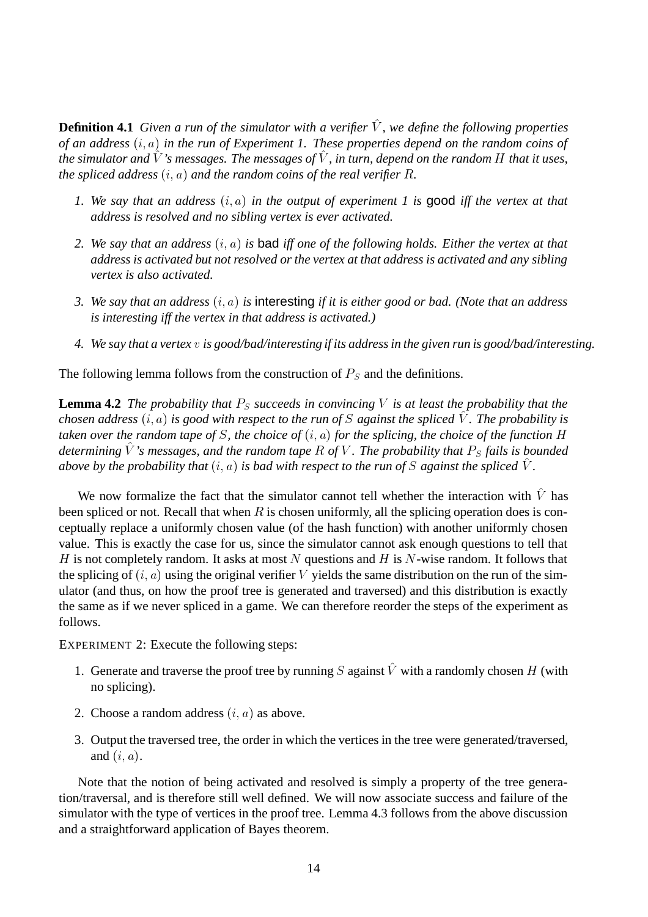**Definition 4.1** *Given a run of the simulator with a verifier $\hat{V}$, we define the following properties of an address $(i, a)$ in the run of Experiment 1. These properties depend on the random coins of the simulator and $\hat{V}$'s messages. The messages of $\hat{V}$, in turn, depend on the random $H$ that it uses, the spliced address $(i, a)$ and the random coins of the real verifier $R$.*

1. *We say that an address $(i, a)$ in the output of experiment 1 is* good *iff the vertex at that address is resolved and no sibling vertex is ever activated.*
2. *We say that an address $(i, a)$ is* bad *iff one of the following holds. Either the vertex at that address is activated but not resolved or the vertex at that address is activated and any sibling vertex is also activated.*
3. *We say that an address $(i, a)$ is* interesting *if it is either good or bad. (Note that an address is interesting iff the vertex in that address is activated.)*
4. *We say that a vertex $v$ is good/bad/interesting if its address in the given run is good/bad/interesting.*

The following lemma follows from the construction of $P_S$ and the definitions.

**Lemma 4.2** *The probability that $P_S$ succeeds in convincing $V$ is at least the probability that the chosen address $(i, a)$ is good with respect to the run of $S$ against the spliced $\hat{V}$. The probability is taken over the random tape of $S$, the choice of $(i, a)$ for the splicing, the choice of the function $H$ determining $\hat{V}$'s messages, and the random tape $R$ of $V$. The probability that $P_S$ fails is bounded above by the probability that $(i, a)$ is bad with respect to the run of $S$ against the spliced $\hat{V}$.*

We now formalize the fact that the simulator cannot tell whether the interaction with $\hat{V}$ has been spliced or not. Recall that when $R$ is chosen uniformly, all the splicing operation does is conceptually replace a uniformly chosen value (of the hash function) with another uniformly chosen value. This is exactly the case for us, since the simulator cannot ask enough questions to tell that $H$ is not completely random. It asks at most $N$ questions and $H$ is $N$-wise random. It follows that the splicing of $(i, a)$ using the original verifier $V$ yields the same distribution on the run of the simulator (and thus, on how the proof tree is generated and traversed) and this distribution is exactly the same as if we never spliced in a game. We can therefore reorder the steps of the experiment as follows.

EXPERIMENT 2: Execute the following steps:

1. Generate and traverse the proof tree by running $S$ against $\hat{V}$ with a randomly chosen $H$ (with no splicing).
2. Choose a random address $(i, a)$ as above.
3. Output the traversed tree, the order in which the vertices in the tree were generated/traversed, and $(i, a)$.

Note that the notion of being activated and resolved is simply a property of the tree generation/traversal, and is therefore still well defined. We will now associate success and failure of the simulator with the type of vertices in the proof tree. Lemma 4.3 follows from the above discussion and a straightforward application of Bayes theorem.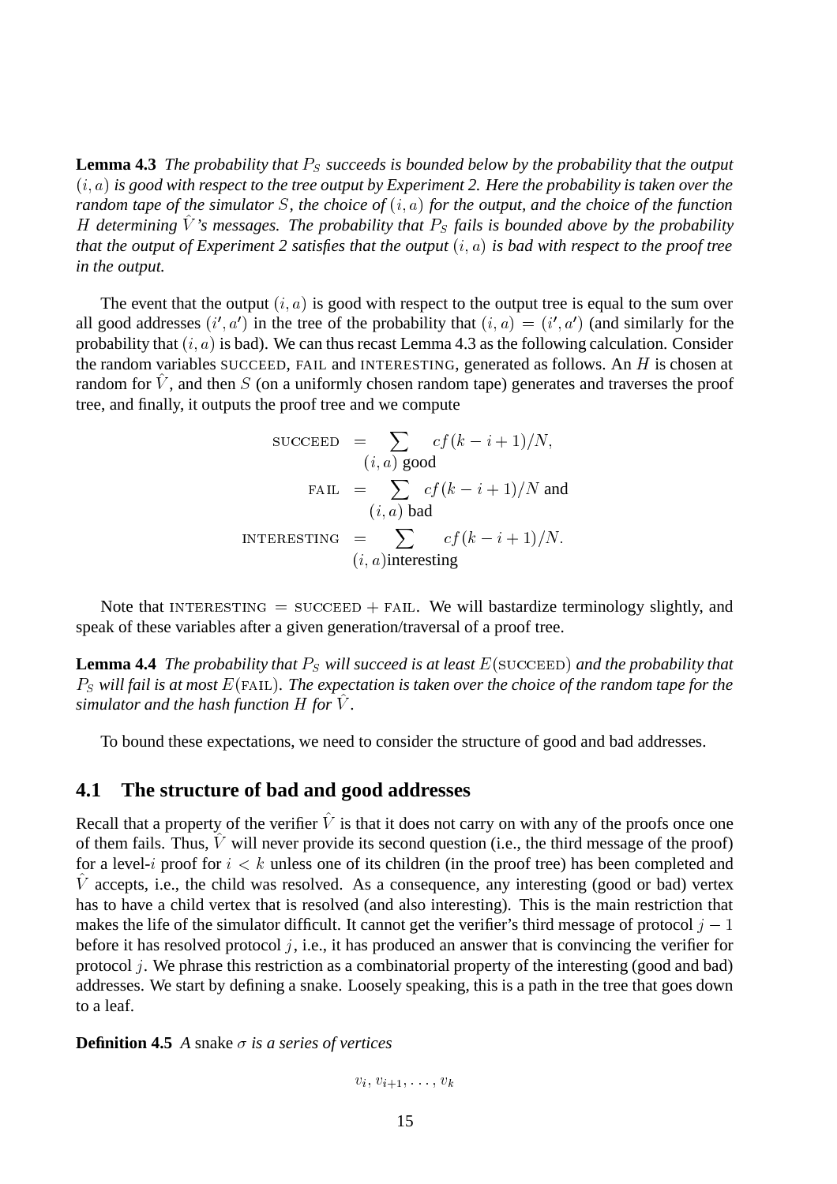**Lemma 4.3** *The probability that $P_S$ succeeds is bounded below by the probability that the output $(i, a)$ is good with respect to the tree output by Experiment 2. Here the probability is taken over the random tape of the simulator $S$, the choice of $(i, a)$ for the output, and the choice of the function $H$ determining $\hat{V}$'s messages. The probability that $P_S$ fails is bounded above by the probability that the output of Experiment 2 satisfies that the output $(i, a)$ is bad with respect to the proof tree in the output.*

The event that the output $(i, a)$ is good with respect to the output tree is equal to the sum over all good addresses $(i', a')$ in the tree of the probability that $(i, a) = (i', a')$ (and similarly for the probability that $(i, a)$ is bad). We can thus recast Lemma 4.3 as the following calculation. Consider the random variables SUCCEED, FAIL and INTERESTING, generated as follows. An $H$ is chosen at random for $\hat{V}$, and then $S$ (on a uniformly chosen random tape) generates and traverses the proof tree, and finally, it outputs the proof tree and we compute

$$\begin{aligned}
\text{SUCCEED} &= \sum_{(i,a) \text{ good}} cf(k - i + 1)/N, \\
\text{FAIL} &= \sum_{(i,a) \text{ bad}} cf(k - i + 1)/N \text{ and} \\
\text{INTERESTING} &= \sum_{(i,a)\text{interesting}} cf(k - i + 1)/N.
\end{aligned}$$

Note that INTERESTING $=$ SUCCEED $+$ FAIL. We will bastardize terminology slightly, and speak of these variables after a given generation/traversal of a proof tree.

**Lemma 4.4** *The probability that $P_S$ will succeed is at least $E(\text{SUCCEED})$ and the probability that $P_S$ will fail is at most $E(\text{FAIL})$. The expectation is taken over the choice of the random tape for the simulator and the hash function $H$ for $\hat{V}$.*

To bound these expectations, we need to consider the structure of good and bad addresses.

## 4.1 The structure of bad and good addresses

Recall that a property of the verifier $\hat{V}$ is that it does not carry on with any of the proofs once one of them fails. Thus, $\hat{V}$ will never provide its second question (i.e., the third message of the proof) for a level-$i$ proof for $i < k$ unless one of its children (in the proof tree) has been completed and $\hat{V}$ accepts, i.e., the child was resolved. As a consequence, any interesting (good or bad) vertex has to have a child vertex that is resolved (and also interesting). This is the main restriction that makes the life of the simulator difficult. It cannot get the verifier's third message of protocol $j - 1$ before it has resolved protocol $j$, i.e., it has produced an answer that is convincing the verifier for protocol $j$. We phrase this restriction as a combinatorial property of the interesting (good and bad) addresses. We start by defining a snake. Loosely speaking, this is a path in the tree that goes down to a leaf.

**Definition 4.5** *A* snake $\sigma$ *is a series of vertices*

$$v_i, v_{i+1}, \ldots, v_k$$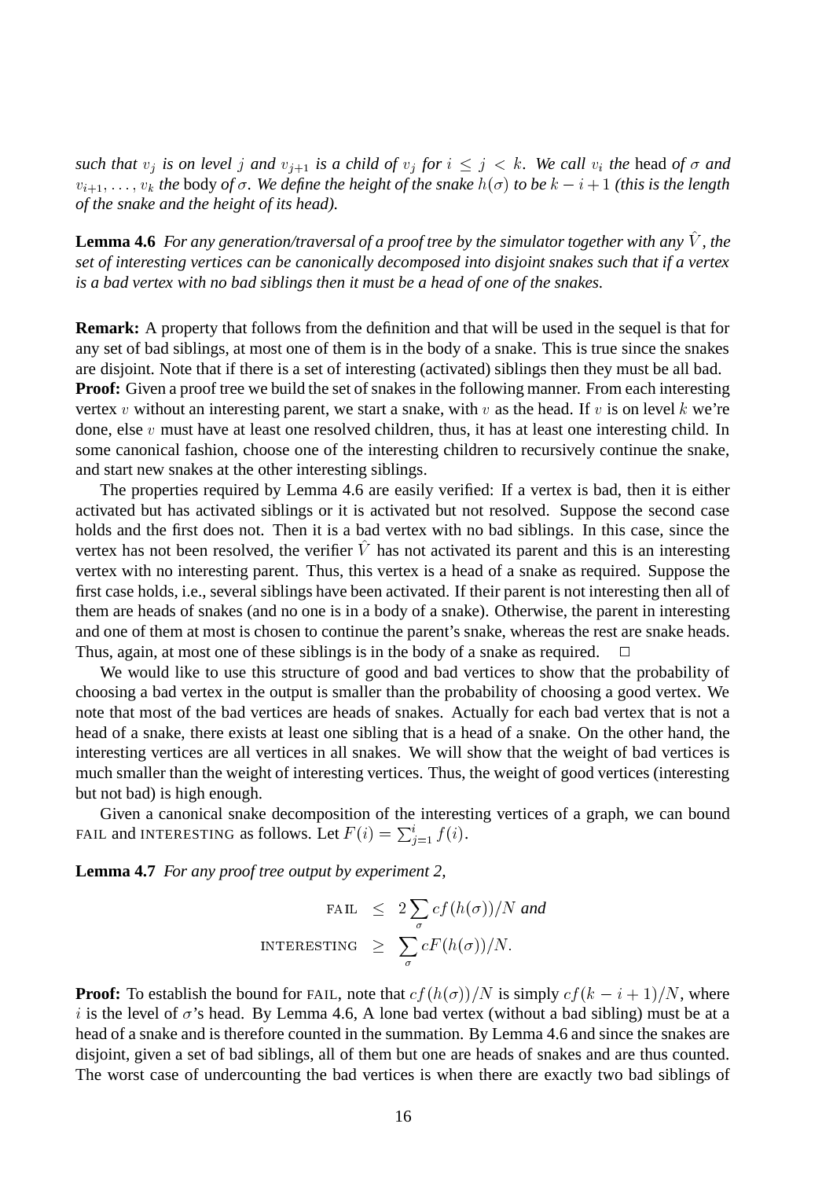*such that $v_j$ is on level $j$ and $v_{j+1}$ is a child of $v_j$ for $i \leq j < k$. We call $v_i$ the* head *of $\sigma$ and $v_{i+1}, \ldots, v_k$ the* body *of $\sigma$. We define the height of the snake $h(\sigma)$ to be $k - i + 1$ (this is the length of the snake and the height of its head).*

**Lemma 4.6** *For any generation/traversal of a proof tree by the simulator together with any $\hat{V}$, the set of interesting vertices can be canonically decomposed into disjoint snakes such that if a vertex is a bad vertex with no bad siblings then it must be a head of one of the snakes.*

**Remark:** A property that follows from the definition and that will be used in the sequel is that for any set of bad siblings, at most one of them is in the body of a snake. This is true since the snakes are disjoint. Note that if there is a set of interesting (activated) siblings then they must be all bad.

**Proof:** Given a proof tree we build the set of snakes in the following manner. From each interesting vertex $v$ without an interesting parent, we start a snake, with $v$ as the head. If $v$ is on level $k$ we're done, else $v$ must have at least one resolved children, thus, it has at least one interesting child. In some canonical fashion, choose one of the interesting children to recursively continue the snake, and start new snakes at the other interesting siblings.

The properties required by Lemma 4.6 are easily verified: If a vertex is bad, then it is either activated but has activated siblings or it is activated but not resolved. Suppose the second case holds and the first does not. Then it is a bad vertex with no bad siblings. In this case, since the vertex has not been resolved, the verifier $\hat{V}$ has not activated its parent and this is an interesting vertex with no interesting parent. Thus, this vertex is a head of a snake as required. Suppose the first case holds, i.e., several siblings have been activated. If their parent is not interesting then all of them are heads of snakes (and no one is in a body of a snake). Otherwise, the parent in interesting and one of them at most is chosen to continue the parent's snake, whereas the rest are snake heads. Thus, again, at most one of these siblings is in the body of a snake as required. $\Box$

We would like to use this structure of good and bad vertices to show that the probability of choosing a bad vertex in the output is smaller than the probability of choosing a good vertex. We note that most of the bad vertices are heads of snakes. Actually for each bad vertex that is not a head of a snake, there exists at least one sibling that is a head of a snake. On the other hand, the interesting vertices are all vertices in all snakes. We will show that the weight of bad vertices is much smaller than the weight of interesting vertices. Thus, the weight of good vertices (interesting but not bad) is high enough.

Given a canonical snake decomposition of the interesting vertices of a graph, we can bound FAIL and INTERESTING as follows. Let $F(i) = \sum_{j=1}^{i} f(i)$.

**Lemma 4.7** *For any proof tree output by experiment 2,*

$$
\begin{aligned}
\text{FAIL} &\leq 2 \sum_{\sigma} c f(h(\sigma))/N \text{ and} \\
\text{INTERESTING} &\geq \sum_{\sigma} c F(h(\sigma))/N.
\end{aligned}
$$

**Proof:** To establish the bound for FAIL, note that $cf(h(\sigma))/N$ is simply $cf(k - i + 1)/N$, where $i$ is the level of $\sigma$'s head. By Lemma 4.6, A lone bad vertex (without a bad sibling) must be at a head of a snake and is therefore counted in the summation. By Lemma 4.6 and since the snakes are disjoint, given a set of bad siblings, all of them but one are heads of snakes and are thus counted. The worst case of undercounting the bad vertices is when there are exactly two bad siblings of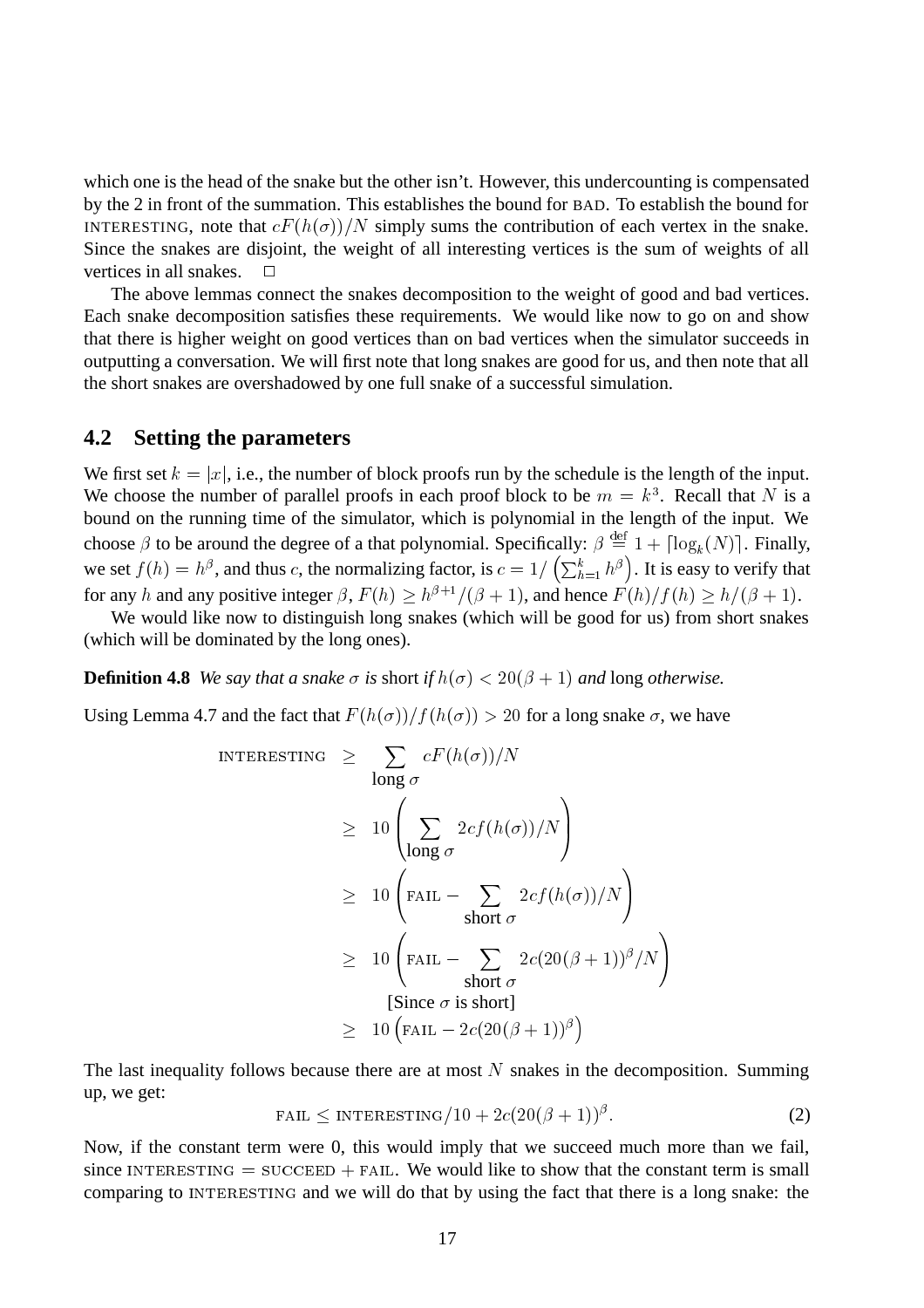which one is the head of the snake but the other isn't. However, this undercounting is compensated by the 2 in front of the summation. This establishes the bound for BAD. To establish the bound for INTERESTING, note that $cF(h(\sigma))/N$ simply sums the contribution of each vertex in the snake. Since the snakes are disjoint, the weight of all interesting vertices is the sum of weights of all vertices in all snakes. $\square$

The above lemmas connect the snakes decomposition to the weight of good and bad vertices. Each snake decomposition satisfies these requirements. We would like now to go on and show that there is higher weight on good vertices than on bad vertices when the simulator succeeds in outputting a conversation. We will first note that long snakes are good for us, and then note that all the short snakes are overshadowed by one full snake of a successful simulation.

## 4.2 Setting the parameters

We first set $k = |x|$, i.e., the number of block proofs run by the schedule is the length of the input. We choose the number of parallel proofs in each proof block to be $m = k^3$. Recall that $N$ is a bound on the running time of the simulator, which is polynomial in the length of the input. We choose $\beta$ to be around the degree of a that polynomial. Specifically: $\beta \stackrel{\text{def}}{=} 1 + \lceil \log_k(N) \rceil$. Finally, we set $f(h) = h^\beta$, and thus $c$, the normalizing factor, is $c = 1/\left(\sum_{h=1}^{k} h^\beta\right)$. It is easy to verify that for any $h$ and any positive integer $\beta$, $F(h) \geq h^{\beta+1}/(\beta+1)$, and hence $F(h)/f(h) \geq h/(\beta+1)$.

We would like now to distinguish long snakes (which will be good for us) from short snakes (which will be dominated by the long ones).

**Definition 4.8** *We say that a snake $\sigma$ is* short *if $h(\sigma) < 20(\beta+1)$ and* long *otherwise.*

Using Lemma 4.7 and the fact that $F(h(\sigma))/f(h(\sigma)) > 20$ for a long snake $\sigma$, we have

$$
\begin{aligned}
\text{INTERESTING} &\geq \sum_{\text{long } \sigma} cF(h(\sigma))/N \\
&\geq 10\left(\sum_{\text{long } \sigma} 2cf(h(\sigma))/N\right) \\
&\geq 10\left(\text{FAIL} - \sum_{\text{short } \sigma} 2cf(h(\sigma))/N\right) \\
&\geq 10\left(\text{FAIL} - \sum_{\text{short } \sigma} 2c(20(\beta+1))^\beta/N\right) \\
&\qquad \text{[Since } \sigma \text{ is short]} \\
&\geq 10\left(\text{FAIL} - 2c(20(\beta+1))^\beta\right)
\end{aligned}
$$

The last inequality follows because there are at most $N$ snakes in the decomposition. Summing up, we get:

$$
\text{FAIL} \leq \text{INTERESTING}/10 + 2c(20(\beta+1))^\beta. \tag{2}
$$

Now, if the constant term were 0, this would imply that we succeed much more than we fail, since INTERESTING $=$ SUCCEED $+$ FAIL. We would like to show that the constant term is small comparing to INTERESTING and we will do that by using the fact that there is a long snake: the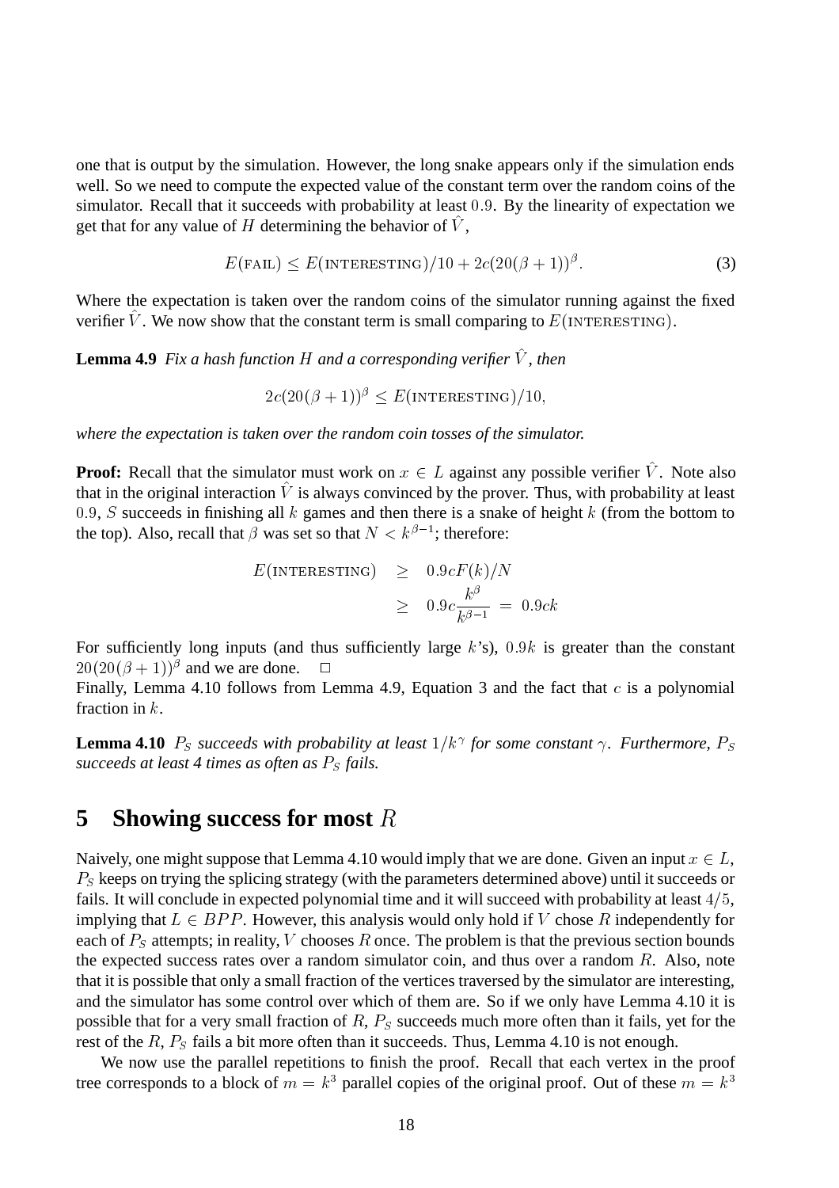one that is output by the simulation. However, the long snake appears only if the simulation ends well. So we need to compute the expected value of the constant term over the random coins of the simulator. Recall that it succeeds with probability at least $0.9$. By the linearity of expectation we get that for any value of $H$ determining the behavior of $\hat{V}$,

$$E(\text{FAIL}) \leq E(\text{INTERESTING})/10 + 2c(20(\beta+1))^{\beta}. \tag{3}$$

Where the expectation is taken over the random coins of the simulator running against the fixed verifier $\hat{V}$. We now show that the constant term is small comparing to $E(\text{INTERESTING})$.

**Lemma 4.9** *Fix a hash function $H$ and a corresponding verifier $\hat{V}$, then*

$$2c(20(\beta+1))^{\beta} \leq E(\text{INTERESTING})/10,$$

*where the expectation is taken over the random coin tosses of the simulator.*

**Proof:** Recall that the simulator must work on $x \in L$ against any possible verifier $\hat{V}$. Note also that in the original interaction $\hat{V}$ is always convinced by the prover. Thus, with probability at least $0.9$, $S$ succeeds in finishing all $k$ games and then there is a snake of height $k$ (from the bottom to the top). Also, recall that $\beta$ was set so that $N < k^{\beta-1}$; therefore:

$$\begin{aligned} E(\text{INTERESTING}) &\geq 0.9cF(k)/N \\ &\geq 0.9c\frac{k^{\beta}}{k^{\beta-1}} = 0.9ck \end{aligned}$$

For sufficiently long inputs (and thus sufficiently large $k$'s), $0.9k$ is greater than the constant $20(20(\beta+1))^{\beta}$ and we are done. $\square$

Finally, Lemma 4.10 follows from Lemma 4.9, Equation 3 and the fact that $c$ is a polynomial fraction in $k$.

**Lemma 4.10** *$P_S$ succeeds with probability at least $1/k^{\gamma}$ for some constant $\gamma$. Furthermore, $P_S$ succeeds at least 4 times as often as $P_S$ fails.*

## 5 Showing success for most $R$

Naively, one might suppose that Lemma 4.10 would imply that we are done. Given an input $x \in L$, $P_S$ keeps on trying the splicing strategy (with the parameters determined above) until it succeeds or fails. It will conclude in expected polynomial time and it will succeed with probability at least $4/5$, implying that $L \in BPP$. However, this analysis would only hold if $V$ chose $R$ independently for each of $P_S$ attempts; in reality, $V$ chooses $R$ once. The problem is that the previous section bounds the expected success rates over a random simulator coin, and thus over a random $R$. Also, note that it is possible that only a small fraction of the vertices traversed by the simulator are interesting, and the simulator has some control over which of them are. So if we only have Lemma 4.10 it is possible that for a very small fraction of $R$, $P_S$ succeeds much more often than it fails, yet for the rest of the $R$, $P_S$ fails a bit more often than it succeeds. Thus, Lemma 4.10 is not enough.

We now use the parallel repetitions to finish the proof. Recall that each vertex in the proof tree corresponds to a block of $m = k^3$ parallel copies of the original proof. Out of these $m = k^3$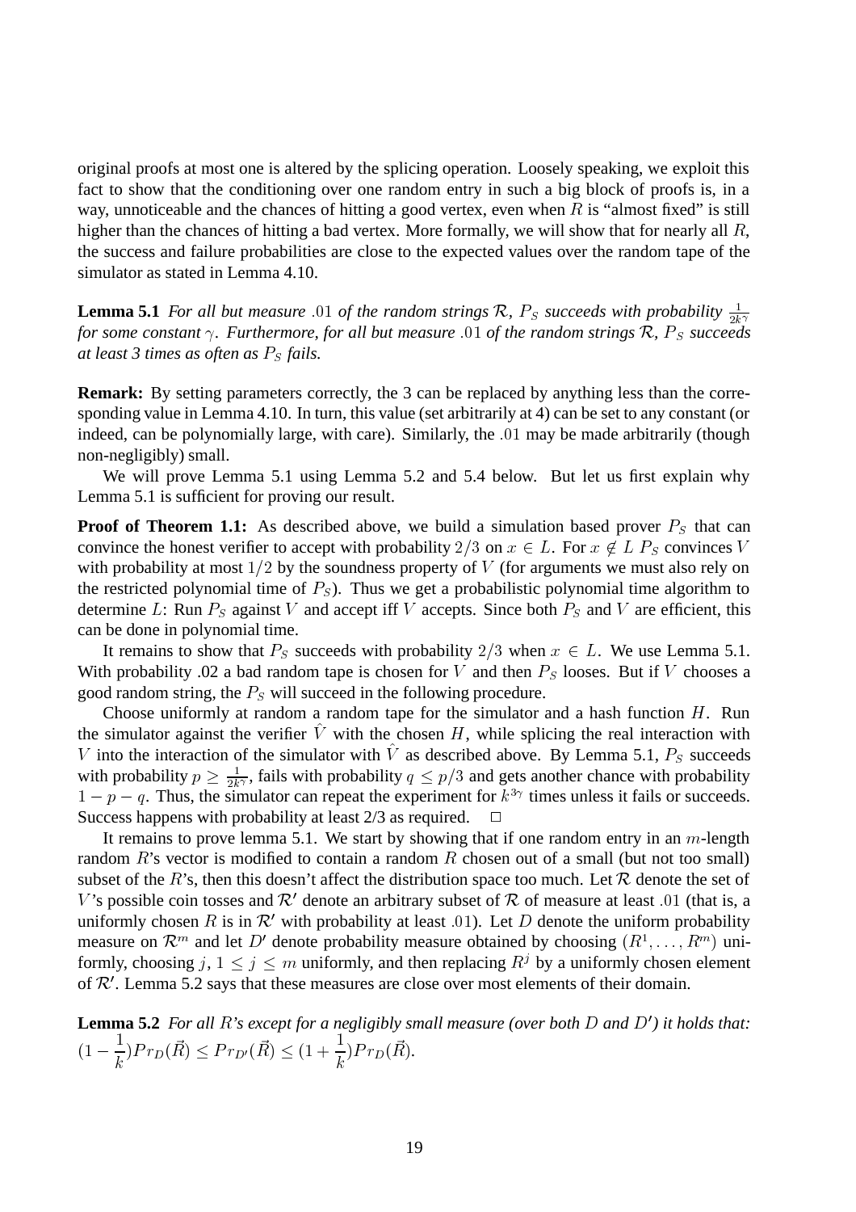original proofs at most one is altered by the splicing operation. Loosely speaking, we exploit this fact to show that the conditioning over one random entry in such a big block of proofs is, in a way, unnoticeable and the chances of hitting a good vertex, even when $R$ is "almost fixed" is still higher than the chances of hitting a bad vertex. More formally, we will show that for nearly all $R$, the success and failure probabilities are close to the expected values over the random tape of the simulator as stated in Lemma 4.10.

**Lemma 5.1** *For all but measure* $.01$ *of the random strings* $\mathcal{R}$*,* $P_S$ *succeeds with probability* $\frac{1}{2k^\gamma}$ *for some constant* $\gamma$*. Furthermore, for all but measure* $.01$ *of the random strings* $\mathcal{R}$*,* $P_S$ *succeeds at least 3 times as often as* $P_S$ *fails.*

**Remark:** By setting parameters correctly, the 3 can be replaced by anything less than the corresponding value in Lemma 4.10. In turn, this value (set arbitrarily at 4) can be set to any constant (or indeed, can be polynomially large, with care). Similarly, the $.01$ may be made arbitrarily (though non-negligibly) small.

We will prove Lemma 5.1 using Lemma 5.2 and 5.4 below. But let us first explain why Lemma 5.1 is sufficient for proving our result.

**Proof of Theorem 1.1:** As described above, we build a simulation based prover $P_S$ that can convince the honest verifier to accept with probability $2/3$ on $x \in L$. For $x \notin L$ $P_S$ convinces $V$ with probability at most $1/2$ by the soundness property of $V$ (for arguments we must also rely on the restricted polynomial time of $P_S$). Thus we get a probabilistic polynomial time algorithm to determine $L$: Run $P_S$ against $V$ and accept iff $V$ accepts. Since both $P_S$ and $V$ are efficient, this can be done in polynomial time.

It remains to show that $P_S$ succeeds with probability $2/3$ when $x \in L$. We use Lemma 5.1. With probability .02 a bad random tape is chosen for $V$ and then $P_S$ looses. But if $V$ chooses a good random string, the $P_S$ will succeed in the following procedure.

Choose uniformly at random a random tape for the simulator and a hash function $H$. Run the simulator against the verifier $\hat{V}$ with the chosen $H$, while splicing the real interaction with $V$ into the interaction of the simulator with $\hat{V}$ as described above. By Lemma 5.1, $P_S$ succeeds with probability $p \geq \frac{1}{2k^\gamma}$, fails with probability $q \leq p/3$ and gets another chance with probability $1 - p - q$. Thus, the simulator can repeat the experiment for $k^{3\gamma}$ times unless it fails or succeeds. Success happens with probability at least 2/3 as required. $\square$

It remains to prove lemma 5.1. We start by showing that if one random entry in an $m$-length random $R$'s vector is modified to contain a random $R$ chosen out of a small (but not too small) subset of the $R$'s, then this doesn't affect the distribution space too much. Let $\mathcal{R}$ denote the set of $V$'s possible coin tosses and $\mathcal{R}'$ denote an arbitrary subset of $\mathcal{R}$ of measure at least $.01$ (that is, a uniformly chosen $R$ is in $\mathcal{R}'$ with probability at least $.01$). Let $D$ denote the uniform probability measure on $\mathcal{R}^m$ and let $D'$ denote probability measure obtained by choosing $(R^1, \ldots, R^m)$ uniformly, choosing $j$, $1 \leq j \leq m$ uniformly, and then replacing $R^j$ by a uniformly chosen element of $\mathcal{R}'$. Lemma 5.2 says that these measures are close over most elements of their domain.

**Lemma 5.2** *For all* $R$*'s except for a negligibly small measure (over both* $D$ *and* $D'$*) it holds that:* $(1 - \frac{1}{k})Pr_D(\vec{R}) \leq Pr_{D'}(\vec{R}) \leq (1 + \frac{1}{k})Pr_D(\vec{R})$.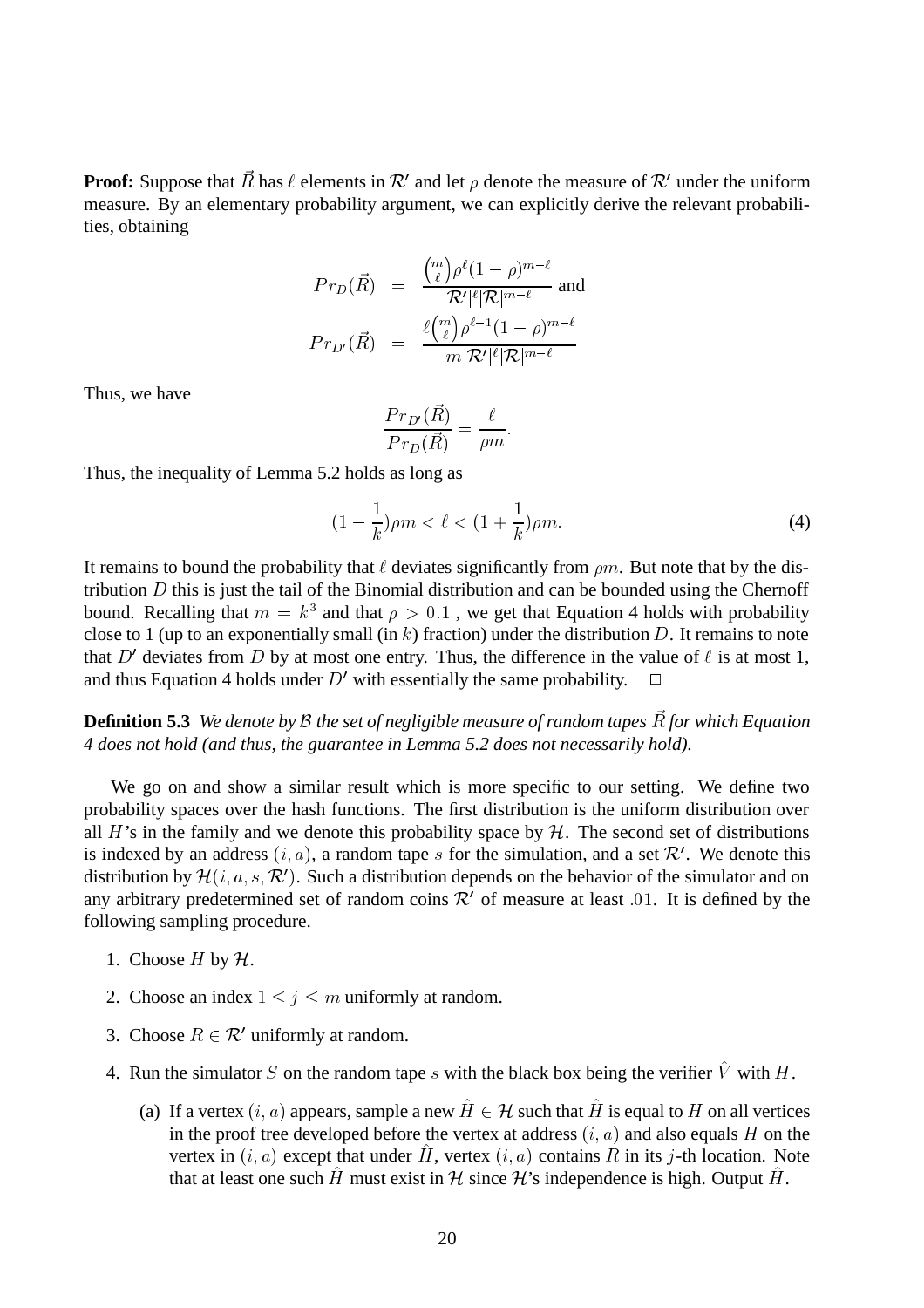**Proof:** Suppose that $\vec{R}$ has $\ell$ elements in $\mathcal{R}'$ and let $\rho$ denote the measure of $\mathcal{R}'$ under the uniform measure. By an elementary probability argument, we can explicitly derive the relevant probabilities, obtaining

$$
\begin{aligned}
Pr_D(\vec{R}) &= \frac{\binom{m}{\ell}\rho^{\ell}(1-\rho)^{m-\ell}}{|\mathcal{R}'|^{\ell}|\mathcal{R}|^{m-\ell}} \text{ and} \\
Pr_{D'}(\vec{R}) &= \frac{\ell\binom{m}{\ell}\rho^{\ell-1}(1-\rho)^{m-\ell}}{m|\mathcal{R}'|^{\ell}|\mathcal{R}|^{m-\ell}}
\end{aligned}
$$

Thus, we have

$$
\frac{Pr_{D'}(\vec{R})}{Pr_D(\vec{R})} = \frac{\ell}{\rho m}.
$$

Thus, the inequality of Lemma 5.2 holds as long as

$$
(1-\frac{1}{k})\rho m < \ell < (1+\frac{1}{k})\rho m. \tag{4}
$$

It remains to bound the probability that $\ell$ deviates significantly from $\rho m$. But note that by the distribution $D$ this is just the tail of the Binomial distribution and can be bounded using the Chernoff bound. Recalling that $m = k^3$ and that $\rho > 0.1$ , we get that Equation 4 holds with probability close to 1 (up to an exponentially small (in $k$) fraction) under the distribution $D$. It remains to note that $D'$ deviates from $D$ by at most one entry. Thus, the difference in the value of $\ell$ is at most 1, and thus Equation 4 holds under $D'$ with essentially the same probability. $\square$

**Definition 5.3** *We denote by $\mathcal{B}$ the set of negligible measure of random tapes $\vec{R}$ for which Equation 4 does not hold (and thus, the guarantee in Lemma 5.2 does not necessarily hold).*

We go on and show a similar result which is more specific to our setting. We define two probability spaces over the hash functions. The first distribution is the uniform distribution over all $H$'s in the family and we denote this probability space by $\mathcal{H}$. The second set of distributions is indexed by an address $(i, a)$, a random tape $s$ for the simulation, and a set $\mathcal{R}'$. We denote this distribution by $\mathcal{H}(i, a, s, \mathcal{R}')$. Such a distribution depends on the behavior of the simulator and on any arbitrary predetermined set of random coins $\mathcal{R}'$ of measure at least $.01$. It is defined by the following sampling procedure.

1. Choose $H$ by $\mathcal{H}$.
2. Choose an index $1 \leq j \leq m$ uniformly at random.
3. Choose $R \in \mathcal{R}'$ uniformly at random.
4. Run the simulator $S$ on the random tape $s$ with the black box being the verifier $\hat{V}$ with $H$.
   (a) If a vertex $(i, a)$ appears, sample a new $\hat{H} \in \mathcal{H}$ such that $\hat{H}$ is equal to $H$ on all vertices in the proof tree developed before the vertex at address $(i, a)$ and also equals $H$ on the vertex in $(i, a)$ except that under $\hat{H}$, vertex $(i, a)$ contains $R$ in its $j$-th location. Note that at least one such $\hat{H}$ must exist in $\mathcal{H}$ since $\mathcal{H}$'s independence is high. Output $\hat{H}$.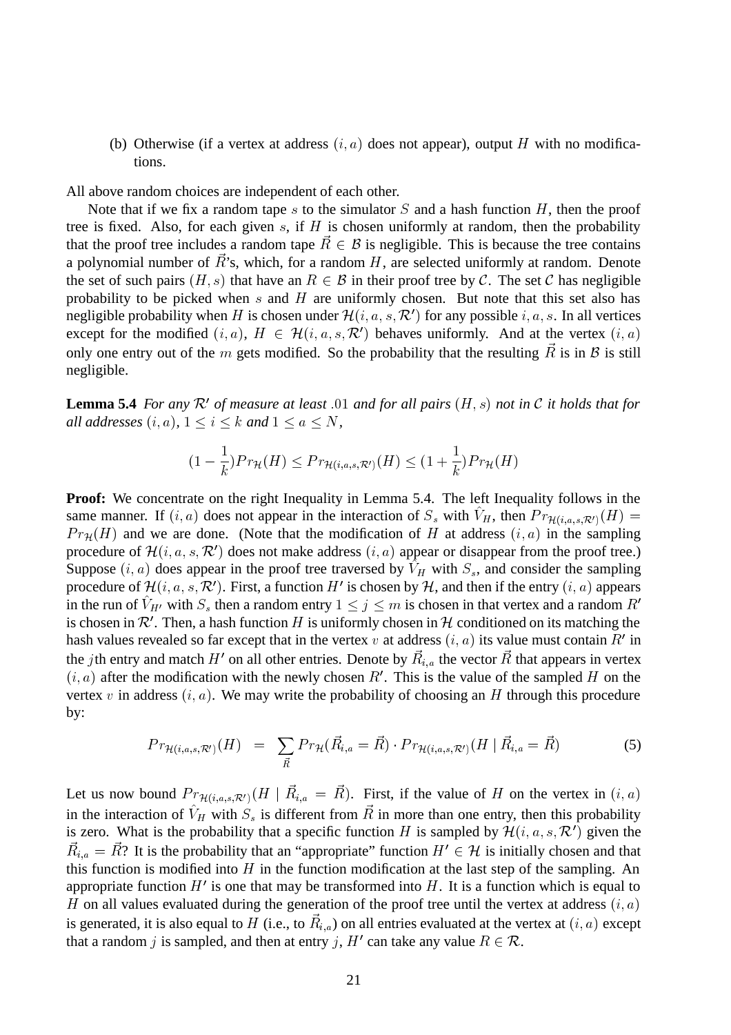(b) Otherwise (if a vertex at address $(i, a)$ does not appear), output $H$ with no modifications.

All above random choices are independent of each other.

Note that if we fix a random tape $s$ to the simulator $S$ and a hash function $H$, then the proof tree is fixed. Also, for each given $s$, if $H$ is chosen uniformly at random, then the probability that the proof tree includes a random tape $\vec{R} \in \mathcal{B}$ is negligible. This is because the tree contains a polynomial number of $\vec{R}$'s, which, for a random $H$, are selected uniformly at random. Denote the set of such pairs $(H, s)$ that have an $R \in \mathcal{B}$ in their proof tree by $\mathcal{C}$. The set $\mathcal{C}$ has negligible probability to be picked when $s$ and $H$ are uniformly chosen. But note that this set also has negligible probability when $H$ is chosen under $\mathcal{H}(i, a, s, \mathcal{R}')$ for any possible $i, a, s$. In all vertices except for the modified $(i, a)$, $H \in \mathcal{H}(i, a, s, \mathcal{R}')$ behaves uniformly. And at the vertex $(i, a)$ only one entry out of the $m$ gets modified. So the probability that the resulting $\vec{R}$ is in $\mathcal{B}$ is still negligible.

**Lemma 5.4** *For any $\mathcal{R}'$ of measure at least $.01$ and for all pairs $(H, s)$ not in $\mathcal{C}$ it holds that for all addresses $(i, a)$, $1 \leq i \leq k$ and $1 \leq a \leq N$,*

$$(1 - \frac{1}{k}) Pr_{\mathcal{H}}(H) \leq Pr_{\mathcal{H}(i,a,s,\mathcal{R}')}(H) \leq (1 + \frac{1}{k}) Pr_{\mathcal{H}}(H)$$

**Proof:** We concentrate on the right Inequality in Lemma 5.4. The left Inequality follows in the same manner. If $(i, a)$ does not appear in the interaction of $S_s$ with $\hat{V}_H$, then $Pr_{\mathcal{H}(i,a,s,\mathcal{R}')}(H) = Pr_{\mathcal{H}}(H)$ and we are done. (Note that the modification of $H$ at address $(i, a)$ in the sampling procedure of $\mathcal{H}(i, a, s, \mathcal{R}')$ does not make address $(i, a)$ appear or disappear from the proof tree.) Suppose $(i, a)$ does appear in the proof tree traversed by $\hat{V}_H$ with $S_s$, and consider the sampling procedure of $\mathcal{H}(i, a, s, \mathcal{R}')$. First, a function $H'$ is chosen by $\mathcal{H}$, and then if the entry $(i, a)$ appears in the run of $\hat{V}_{H'}$ with $S_s$ then a random entry $1 \leq j \leq m$ is chosen in that vertex and a random $R'$ is chosen in $\mathcal{R}'$. Then, a hash function $H$ is uniformly chosen in $\mathcal{H}$ conditioned on its matching the hash values revealed so far except that in the vertex $v$ at address $(i, a)$ its value must contain $R'$ in the $j$th entry and match $H'$ on all other entries. Denote by $\vec{R}_{i,a}$ the vector $\vec{R}$ that appears in vertex $(i, a)$ after the modification with the newly chosen $R'$. This is the value of the sampled $H$ on the vertex $v$ in address $(i, a)$. We may write the probability of choosing an $H$ through this procedure by:

$$Pr_{\mathcal{H}(i,a,s,\mathcal{R}')}(H) \;\; = \;\; \sum_{\vec{R}} Pr_{\mathcal{H}}(\vec{R}_{i,a} = \vec{R}) \cdot Pr_{\mathcal{H}(i,a,s,\mathcal{R}')}(H \mid \vec{R}_{i,a} = \vec{R}) \tag{5}$$

Let us now bound $Pr_{\mathcal{H}(i,a,s,\mathcal{R}')}(H \mid \vec{R}_{i,a} = \vec{R})$. First, if the value of $H$ on the vertex in $(i, a)$ in the interaction of $\hat{V}_H$ with $S_s$ is different from $\vec{R}$ in more than one entry, then this probability is zero. What is the probability that a specific function $H$ is sampled by $\mathcal{H}(i, a, s, \mathcal{R}')$ given the $\vec{R}_{i,a} = \vec{R}$? It is the probability that an "appropriate" function $H' \in \mathcal{H}$ is initially chosen and that this function is modified into $H$ in the function modification at the last step of the sampling. An appropriate function $H'$ is one that may be transformed into $H$. It is a function which is equal to $H$ on all values evaluated during the generation of the proof tree until the vertex at address $(i, a)$ is generated, it is also equal to $H$ (i.e., to $\vec{R}_{i,a}$) on all entries evaluated at the vertex at $(i, a)$ except that a random $j$ is sampled, and then at entry $j$, $H'$ can take any value $R \in \mathcal{R}$.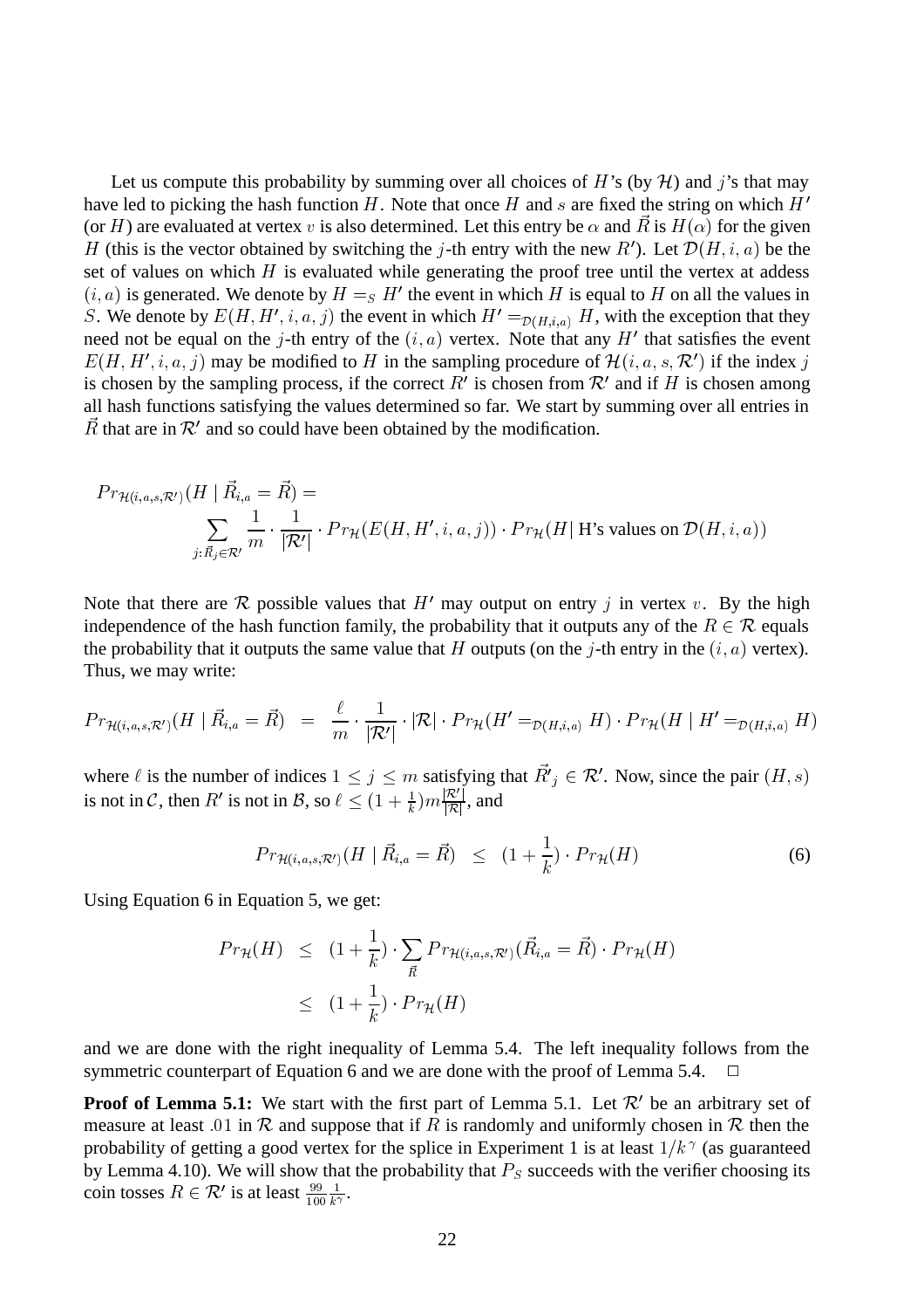Let us compute this probability by summing over all choices of $H$'s (by $\mathcal{H}$) and $j$'s that may have led to picking the hash function $H$. Note that once $H$ and $s$ are fixed the string on which $H'$ (or $H$) are evaluated at vertex $v$ is also determined. Let this entry be $\alpha$ and $\vec{R}$ is $H(\alpha)$ for the given $H$ (this is the vector obtained by switching the $j$-th entry with the new $R'$). Let $\mathcal{D}(H, i, a)$ be the set of values on which $H$ is evaluated while generating the proof tree until the vertex at addess $(i, a)$ is generated. We denote by $H =_S H'$ the event in which $H$ is equal to $H$ on all the values in $S$. We denote by $E(H, H', i, a, j)$ the event in which $H' =_{\mathcal{D}(H,i,a)} H$, with the exception that they need not be equal on the $j$-th entry of the $(i, a)$ vertex. Note that any $H'$ that satisfies the event $E(H, H', i, a, j)$ may be modified to $H$ in the sampling procedure of $\mathcal{H}(i, a, s, \mathcal{R}')$ if the index $j$ is chosen by the sampling process, if the correct $R'$ is chosen from $\mathcal{R}'$ and if $H$ is chosen among all hash functions satisfying the values determined so far. We start by summing over all entries in $\vec{R}$ that are in $\mathcal{R}'$ and so could have been obtained by the modification.

$$
\begin{aligned}
&Pr_{\mathcal{H}(i,a,s,\mathcal{R}')}(H \mid \vec{R}_{i,a} = \vec{R}) = \\
&\qquad \sum_{j:\vec{R}_j \in \mathcal{R}'} \frac{1}{m} \cdot \frac{1}{|\mathcal{R}'|} \cdot Pr_{\mathcal{H}}(E(H, H', i, a, j)) \cdot Pr_{\mathcal{H}}(H | \text{ H's values on } \mathcal{D}(H, i, a))
\end{aligned}
$$

Note that there are $\mathcal{R}$ possible values that $H'$ may output on entry $j$ in vertex $v$. By the high independence of the hash function family, the probability that it outputs any of the $R \in \mathcal{R}$ equals the probability that it outputs the same value that $H$ outputs (on the $j$-th entry in the $(i, a)$ vertex). Thus, we may write:

$$
Pr_{\mathcal{H}(i,a,s,\mathcal{R}')}(H \mid \vec{R}_{i,a} = \vec{R}) \;\; = \;\; \frac{\ell}{m} \cdot \frac{1}{|\mathcal{R}'|} \cdot |\mathcal{R}| \cdot Pr_{\mathcal{H}}(H' =_{\mathcal{D}(H,i,a)} H) \cdot Pr_{\mathcal{H}}(H \mid H' =_{\mathcal{D}(H,i,a)} H)
$$

where $\ell$ is the number of indices $1 \leq j \leq m$ satisfying that $\vec{R'}_j \in \mathcal{R}'$. Now, since the pair $(H, s)$ is not in $\mathcal{C}$, then $R'$ is not in $\mathcal{B}$, so $\ell \leq (1 + \frac{1}{k}) m \frac{|\mathcal{R}'|}{|\mathcal{R}|}$, and

$$
Pr_{\mathcal{H}(i,a,s,\mathcal{R}')}(H \mid \vec{R}_{i,a} = \vec{R}) \;\; \leq \;\; (1 + \frac{1}{k}) \cdot Pr_{\mathcal{H}}(H) \tag{6}
$$

Using Equation 6 in Equation 5, we get:

$$
\begin{aligned}
Pr_{\mathcal{H}}(H) \;\; &\leq \;\; (1 + \frac{1}{k}) \cdot \sum_{\vec{R}} Pr_{\mathcal{H}(i,a,s,\mathcal{R}')}(\vec{R}_{i,a} = \vec{R}) \cdot Pr_{\mathcal{H}}(H) \\
&\leq \;\; (1 + \frac{1}{k}) \cdot Pr_{\mathcal{H}}(H)
\end{aligned}
$$

and we are done with the right inequality of Lemma 5.4. The left inequality follows from the symmetric counterpart of Equation 6 and we are done with the proof of Lemma 5.4. $\Box$

**Proof of Lemma 5.1:** We start with the first part of Lemma 5.1. Let $\mathcal{R}'$ be an arbitrary set of measure at least $.01$ in $\mathcal{R}$ and suppose that if $R$ is randomly and uniformly chosen in $\mathcal{R}$ then the probability of getting a good vertex for the splice in Experiment 1 is at least $1/k^{\gamma}$ (as guaranteed by Lemma 4.10). We will show that the probability that $P_S$ succeeds with the verifier choosing its coin tosses $R \in \mathcal{R}'$ is at least $\frac{99}{100} \frac{1}{k^{\gamma}}$.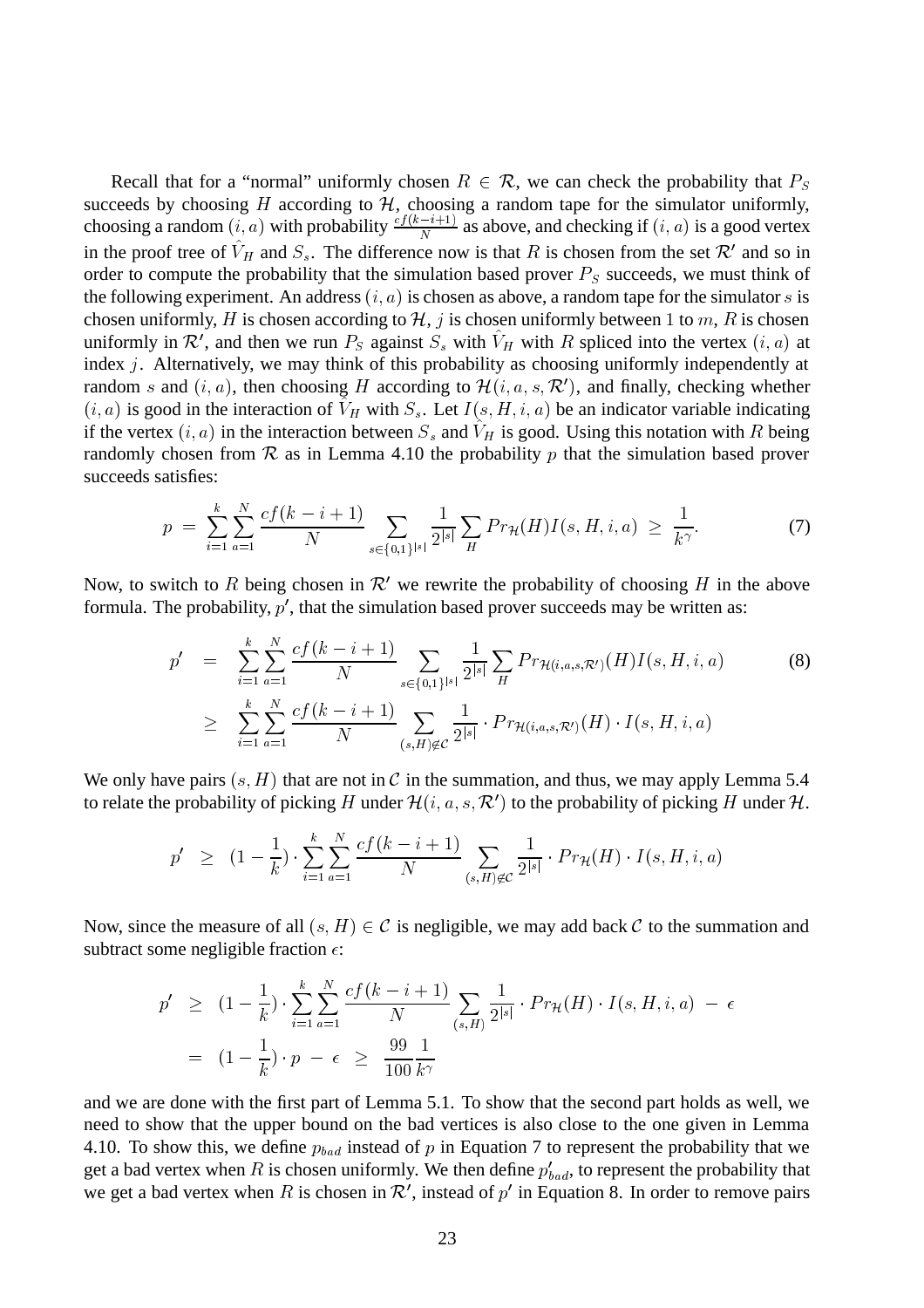Recall that for a "normal" uniformly chosen $R \in \mathcal{R}$, we can check the probability that $P_S$ succeeds by choosing $H$ according to $\mathcal{H}$, choosing a random tape for the simulator uniformly, choosing a random $(i, a)$ with probability $\frac{cf(k-i+1)}{N}$ as above, and checking if $(i, a)$ is a good vertex in the proof tree of $\hat{V}_H$ and $S_s$. The difference now is that $R$ is chosen from the set $\mathcal{R}'$ and so in order to compute the probability that the simulation based prover $P_S$ succeeds, we must think of the following experiment. An address $(i, a)$ is chosen as above, a random tape for the simulator $s$ is chosen uniformly, $H$ is chosen according to $\mathcal{H}$, $j$ is chosen uniformly between 1 to $m$, $R$ is chosen uniformly in $\mathcal{R}'$, and then we run $P_S$ against $S_s$ with $\hat{V}_H$ with $R$ spliced into the vertex $(i, a)$ at index $j$. Alternatively, we may think of this probability as choosing uniformly independently at random $s$ and $(i, a)$, then choosing $H$ according to $\mathcal{H}(i, a, s, \mathcal{R}')$, and finally, checking whether $(i, a)$ is good in the interaction of $\hat{V}_H$ with $S_s$. Let $I(s, H, i, a)$ be an indicator variable indicating if the vertex $(i, a)$ in the interaction between $S_s$ and $\hat{V}_H$ is good. Using this notation with $R$ being randomly chosen from $\mathcal{R}$ as in Lemma 4.10 the probability $p$ that the simulation based prover succeeds satisfies:

$$p \;=\; \sum_{i=1}^{k}\sum_{a=1}^{N}\frac{cf(k-i+1)}{N}\sum_{s\in\{0,1\}^{|s|}}\frac{1}{2^{|s|}}\sum_{H} Pr_{\mathcal{H}}(H) I(s,H,i,a) \;\geq\; \frac{1}{k^{\gamma}}. \tag{7}$$

Now, to switch to $R$ being chosen in $\mathcal{R}'$ we rewrite the probability of choosing $H$ in the above formula. The probability, $p'$, that the simulation based prover succeeds may be written as:

$$\begin{aligned} p' &= \sum_{i=1}^{k}\sum_{a=1}^{N}\frac{cf(k-i+1)}{N}\sum_{s\in\{0,1\}^{|s|}}\frac{1}{2^{|s|}}\sum_{H} Pr_{\mathcal{H}(i,a,s,\mathcal{R}')}(H) I(s,H,i,a) \qquad (8)\\ &\geq \sum_{i=1}^{k}\sum_{a=1}^{N}\frac{cf(k-i+1)}{N}\sum_{(s,H)\notin\mathcal{C}}\frac{1}{2^{|s|}}\cdot Pr_{\mathcal{H}(i,a,s,\mathcal{R}')}(H)\cdot I(s,H,i,a) \end{aligned}$$

We only have pairs $(s, H)$ that are not in $\mathcal{C}$ in the summation, and thus, we may apply Lemma 5.4 to relate the probability of picking $H$ under $\mathcal{H}(i, a, s, \mathcal{R}')$ to the probability of picking $H$ under $\mathcal{H}$.

$$p' \;\geq\; (1-\frac{1}{k})\cdot\sum_{i=1}^{k}\sum_{a=1}^{N}\frac{cf(k-i+1)}{N}\sum_{(s,H)\notin\mathcal{C}}\frac{1}{2^{|s|}}\cdot Pr_{\mathcal{H}}(H)\cdot I(s,H,i,a)$$

Now, since the measure of all $(s, H) \in \mathcal{C}$ is negligible, we may add back $\mathcal{C}$ to the summation and subtract some negligible fraction $\epsilon$:

$$\begin{aligned} p' &\geq (1-\frac{1}{k})\cdot\sum_{i=1}^{k}\sum_{a=1}^{N}\frac{cf(k-i+1)}{N}\sum_{(s,H)}\frac{1}{2^{|s|}}\cdot Pr_{\mathcal{H}}(H)\cdot I(s,H,i,a) \;-\; \epsilon\\ &= (1-\frac{1}{k})\cdot p \;-\; \epsilon \;\geq\; \frac{99}{100}\frac{1}{k^{\gamma}} \end{aligned}$$

and we are done with the first part of Lemma 5.1. To show that the second part holds as well, we need to show that the upper bound on the bad vertices is also close to the one given in Lemma 4.10. To show this, we define $p_{bad}$ instead of $p$ in Equation 7 to represent the probability that we get a bad vertex when $R$ is chosen uniformly. We then define $p'_{bad}$, to represent the probability that we get a bad vertex when $R$ is chosen in $\mathcal{R}'$, instead of $p'$ in Equation 8. In order to remove pairs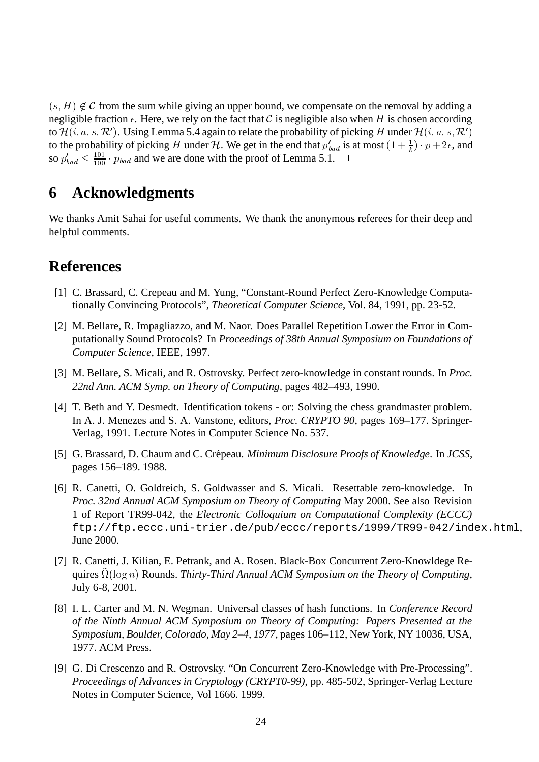$(s, H) \notin \mathcal{C}$ from the sum while giving an upper bound, we compensate on the removal by adding a negligible fraction $\epsilon$. Here, we rely on the fact that $\mathcal{C}$ is negligible also when $H$ is chosen according to $\mathcal{H}(i, a, s, \mathcal{R}')$. Using Lemma 5.4 again to relate the probability of picking $H$ under $\mathcal{H}(i, a, s, \mathcal{R}')$ to the probability of picking $H$ under $\mathcal{H}$. We get in the end that $p'_{bad}$ is at most $(1 + \frac{1}{k}) \cdot p + 2\epsilon$, and so $p'_{bad} \leq \frac{101}{100} \cdot p_{bad}$ and we are done with the proof of Lemma 5.1. □

## 6 Acknowledgments

We thanks Amit Sahai for useful comments. We thank the anonymous referees for their deep and helpful comments.

## References

[1] C. Brassard, C. Crepeau and M. Yung, "Constant-Round Perfect Zero-Knowledge Computationally Convincing Protocols", *Theoretical Computer Science*, Vol. 84, 1991, pp. 23-52.

[2] M. Bellare, R. Impagliazzo, and M. Naor. Does Parallel Repetition Lower the Error in Computationally Sound Protocols? In *Proceedings of 38th Annual Symposium on Foundations of Computer Science*, IEEE, 1997.

[3] M. Bellare, S. Micali, and R. Ostrovsky. Perfect zero-knowledge in constant rounds. In *Proc. 22nd Ann. ACM Symp. on Theory of Computing*, pages 482–493, 1990.

[4] T. Beth and Y. Desmedt. Identification tokens - or: Solving the chess grandmaster problem. In A. J. Menezes and S. A. Vanstone, editors, *Proc. CRYPTO 90*, pages 169–177. Springer-Verlag, 1991. Lecture Notes in Computer Science No. 537.

[5] G. Brassard, D. Chaum and C. Crépeau. *Minimum Disclosure Proofs of Knowledge*. In *JCSS*, pages 156–189. 1988.

[6] R. Canetti, O. Goldreich, S. Goldwasser and S. Micali. Resettable zero-knowledge. In *Proc. 32nd Annual ACM Symposium on Theory of Computing* May 2000. See also Revision 1 of Report TR99-042, the *Electronic Colloquium on Computational Complexity (ECCC)* `ftp://ftp.eccc.uni-trier.de/pub/eccc/reports/1999/TR99-042/index.html`, June 2000.

[7] R. Canetti, J. Kilian, E. Petrank, and A. Rosen. Black-Box Concurrent Zero-Knowldege Requires $\tilde{\Omega}(\log n)$ Rounds. *Thirty-Third Annual ACM Symposium on the Theory of Computing*, July 6-8, 2001.

[8] I. L. Carter and M. N. Wegman. Universal classes of hash functions. In *Conference Record of the Ninth Annual ACM Symposium on Theory of Computing: Papers Presented at the Symposium, Boulder, Colorado, May 2–4, 1977*, pages 106–112, New York, NY 10036, USA, 1977. ACM Press.

[9] G. Di Crescenzo and R. Ostrovsky. "On Concurrent Zero-Knowledge with Pre-Processing". *Proceedings of Advances in Cryptology (CRYPT0-99)*, pp. 485-502, Springer-Verlag Lecture Notes in Computer Science, Vol 1666. 1999.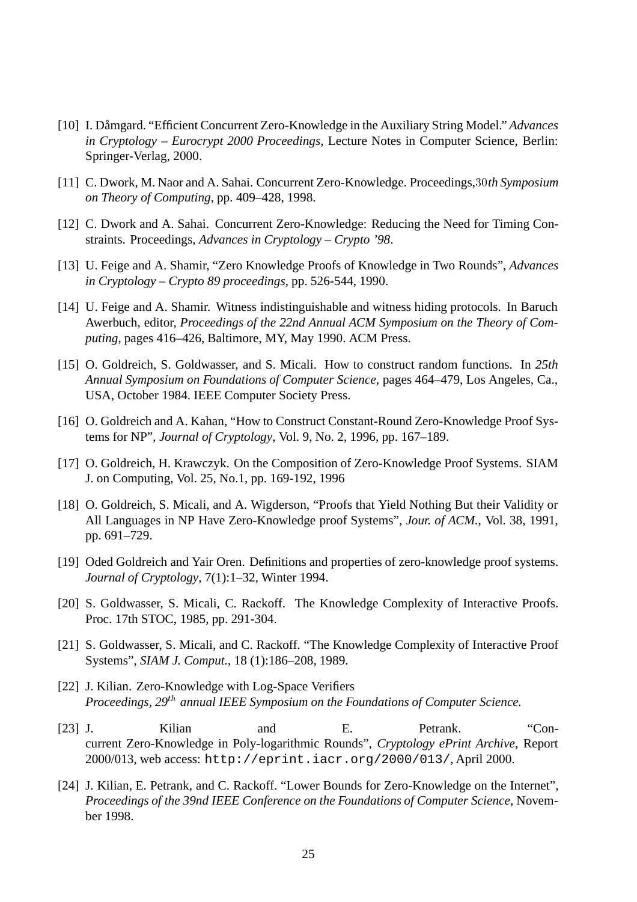[10] I. Dåmgard. "Efficient Concurrent Zero-Knowledge in the Auxiliary String Model." *Advances in Cryptology – Eurocrypt 2000 Proceedings*, Lecture Notes in Computer Science, Berlin: Springer-Verlag, 2000.

[11] C. Dwork, M. Naor and A. Sahai. Concurrent Zero-Knowledge. Proceedings, $30th$ *Symposium on Theory of Computing*, pp. 409–428, 1998.

[12] C. Dwork and A. Sahai. Concurrent Zero-Knowledge: Reducing the Need for Timing Constraints. Proceedings, *Advances in Cryptology – Crypto '98*.

[13] U. Feige and A. Shamir, "Zero Knowledge Proofs of Knowledge in Two Rounds", *Advances in Cryptology – Crypto 89 proceedings*, pp. 526-544, 1990.

[14] U. Feige and A. Shamir. Witness indistinguishable and witness hiding protocols. In Baruch Awerbuch, editor, *Proceedings of the 22nd Annual ACM Symposium on the Theory of Computing*, pages 416–426, Baltimore, MY, May 1990. ACM Press.

[15] O. Goldreich, S. Goldwasser, and S. Micali. How to construct random functions. In *25th Annual Symposium on Foundations of Computer Science*, pages 464–479, Los Angeles, Ca., USA, October 1984. IEEE Computer Society Press.

[16] O. Goldreich and A. Kahan, "How to Construct Constant-Round Zero-Knowledge Proof Systems for NP", *Journal of Cryptology*, Vol. 9, No. 2, 1996, pp. 167–189.

[17] O. Goldreich, H. Krawczyk. On the Composition of Zero-Knowledge Proof Systems. SIAM J. on Computing, Vol. 25, No.1, pp. 169-192, 1996

[18] O. Goldreich, S. Micali, and A. Wigderson, "Proofs that Yield Nothing But their Validity or All Languages in NP Have Zero-Knowledge proof Systems", *Jour. of ACM.*, Vol. 38, 1991, pp. 691–729.

[19] Oded Goldreich and Yair Oren. Definitions and properties of zero-knowledge proof systems. *Journal of Cryptology*, 7(1):1–32, Winter 1994.

[20] S. Goldwasser, S. Micali, C. Rackoff. The Knowledge Complexity of Interactive Proofs. Proc. 17th STOC, 1985, pp. 291-304.

[21] S. Goldwasser, S. Micali, and C. Rackoff. "The Knowledge Complexity of Interactive Proof Systems", *SIAM J. Comput.*, 18 (1):186–208, 1989.

[22] J. Kilian. Zero-Knowledge with Log-Space Verifiers
*Proceedings, 29$^{th}$ annual IEEE Symposium on the Foundations of Computer Science.*

[23] J. Kilian and E. Petrank. "Concurrent Zero-Knowledge in Poly-logarithmic Rounds", *Cryptology ePrint Archive*, Report 2000/013, web access: `http://eprint.iacr.org/2000/013/`, April 2000.

[24] J. Kilian, E. Petrank, and C. Rackoff. "Lower Bounds for Zero-Knowledge on the Internet", *Proceedings of the 39nd IEEE Conference on the Foundations of Computer Science*, November 1998.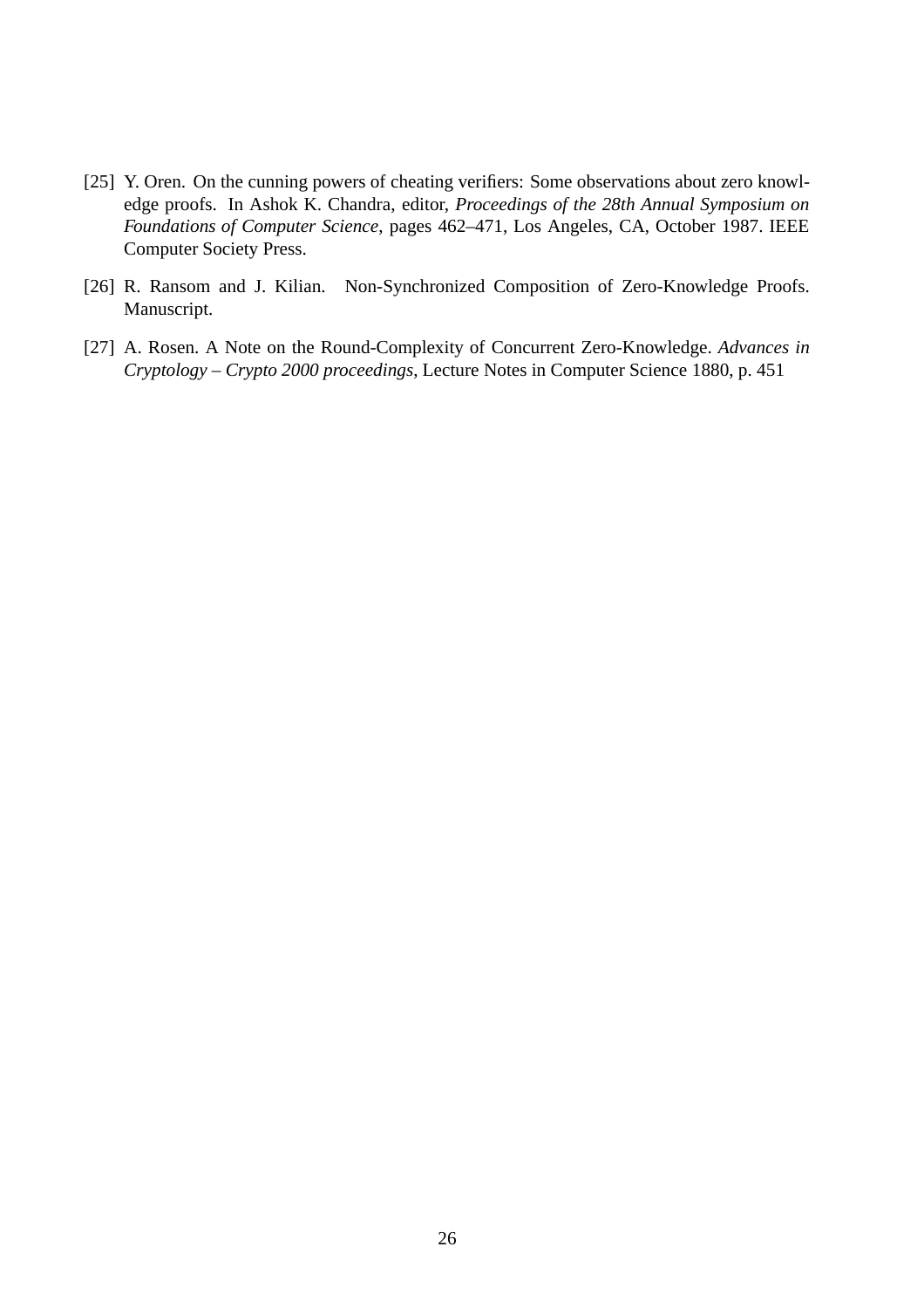[25] Y. Oren. On the cunning powers of cheating verifiers: Some observations about zero knowledge proofs. In Ashok K. Chandra, editor, *Proceedings of the 28th Annual Symposium on Foundations of Computer Science*, pages 462–471, Los Angeles, CA, October 1987. IEEE Computer Society Press.

[26] R. Ransom and J. Kilian. Non-Synchronized Composition of Zero-Knowledge Proofs. Manuscript.

[27] A. Rosen. A Note on the Round-Complexity of Concurrent Zero-Knowledge. *Advances in Cryptology – Crypto 2000 proceedings*, Lecture Notes in Computer Science 1880, p. 451